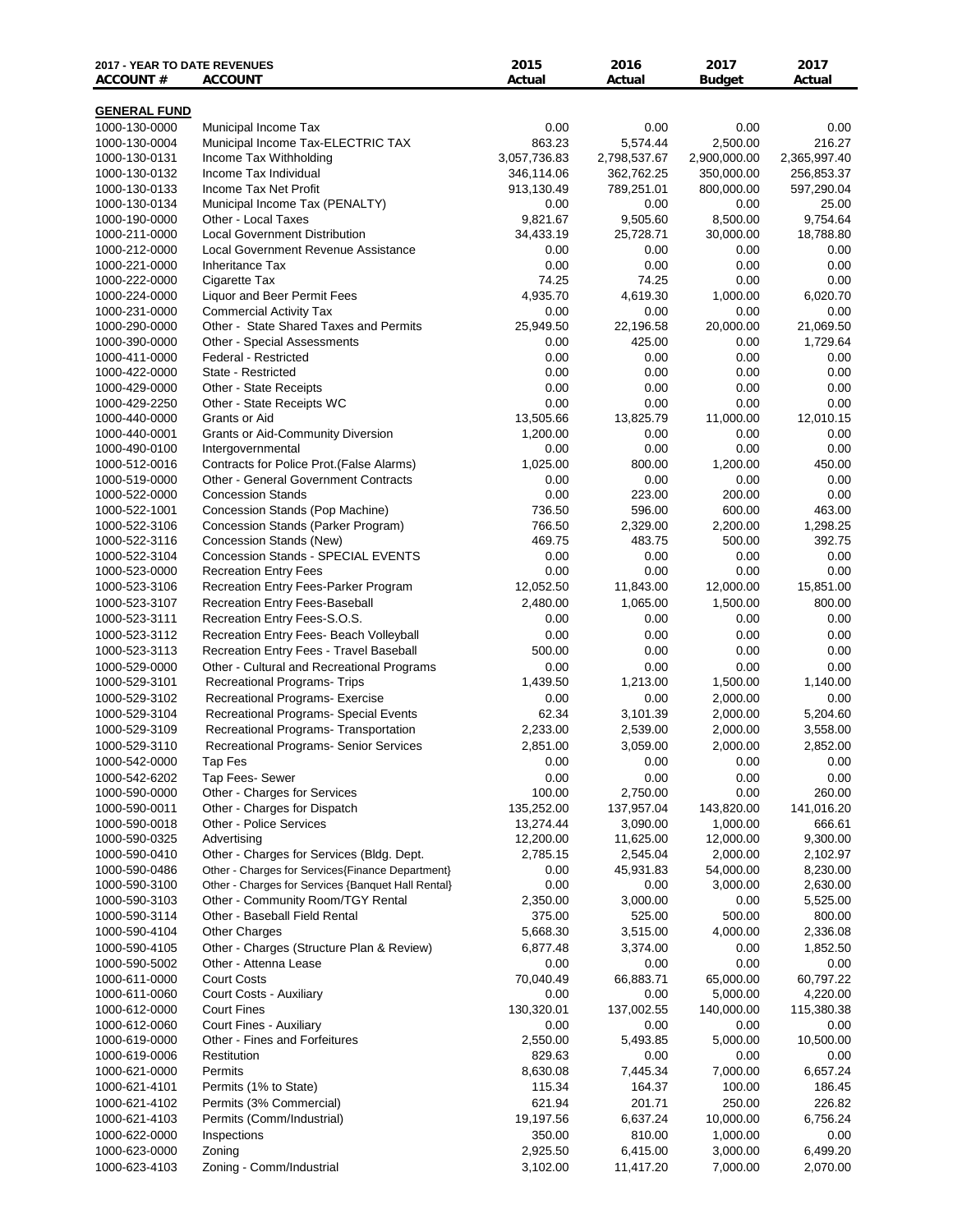| 2017 - YEAR TO DATE REVENUES ACCOUNT # | ACCOUNT | 2015 Actual | 2016 Actual | 2017 Budget | 2017 Actual |
|---|---|---|---|---|---|
| **GENERAL FUND** | | | | | |
| 1000-130-0000 | Municipal Income Tax | 0.00 | 0.00 | 0.00 | 0.00 |
| 1000-130-0004 | Municipal Income Tax-ELECTRIC TAX | 863.23 | 5,574.44 | 2,500.00 | 216.27 |
| 1000-130-0131 | Income Tax Withholding | 3,057,736.83 | 2,798,537.67 | 2,900,000.00 | 2,365,997.40 |
| 1000-130-0132 | Income Tax Individual | 346,114.06 | 362,762.25 | 350,000.00 | 256,853.37 |
| 1000-130-0133 | Income Tax Net Profit | 913,130.49 | 789,251.01 | 800,000.00 | 597,290.04 |
| 1000-130-0134 | Municipal Income Tax (PENALTY) | 0.00 | 0.00 | 0.00 | 25.00 |
| 1000-190-0000 | Other - Local Taxes | 9,821.67 | 9,505.60 | 8,500.00 | 9,754.64 |
| 1000-211-0000 | Local Government Distribution | 34,433.19 | 25,728.71 | 30,000.00 | 18,788.80 |
| 1000-212-0000 | Local Government Revenue Assistance | 0.00 | 0.00 | 0.00 | 0.00 |
| 1000-221-0000 | Inheritance Tax | 0.00 | 0.00 | 0.00 | 0.00 |
| 1000-222-0000 | Cigarette Tax | 74.25 | 74.25 | 0.00 | 0.00 |
| 1000-224-0000 | Liquor and Beer Permit Fees | 4,935.70 | 4,619.30 | 1,000.00 | 6,020.70 |
| 1000-231-0000 | Commercial Activity Tax | 0.00 | 0.00 | 0.00 | 0.00 |
| 1000-290-0000 | Other - State Shared Taxes and Permits | 25,949.50 | 22,196.58 | 20,000.00 | 21,069.50 |
| 1000-390-0000 | Other - Special Assessments | 0.00 | 425.00 | 0.00 | 1,729.64 |
| 1000-411-0000 | Federal - Restricted | 0.00 | 0.00 | 0.00 | 0.00 |
| 1000-422-0000 | State - Restricted | 0.00 | 0.00 | 0.00 | 0.00 |
| 1000-429-0000 | Other - State Receipts | 0.00 | 0.00 | 0.00 | 0.00 |
| 1000-429-2250 | Other - State Receipts WC | 0.00 | 0.00 | 0.00 | 0.00 |
| 1000-440-0000 | Grants or Aid | 13,505.66 | 13,825.79 | 11,000.00 | 12,010.15 |
| 1000-440-0001 | Grants or Aid-Community Diversion | 1,200.00 | 0.00 | 0.00 | 0.00 |
| 1000-490-0100 | Intergovernmental | 0.00 | 0.00 | 0.00 | 0.00 |
| 1000-512-0016 | Contracts for Police Prot.(False Alarms) | 1,025.00 | 800.00 | 1,200.00 | 450.00 |
| 1000-519-0000 | Other - General Government Contracts | 0.00 | 0.00 | 0.00 | 0.00 |
| 1000-522-0000 | Concession Stands | 0.00 | 223.00 | 200.00 | 0.00 |
| 1000-522-1001 | Concession Stands (Pop Machine) | 736.50 | 596.00 | 600.00 | 463.00 |
| 1000-522-3106 | Concession Stands (Parker Program) | 766.50 | 2,329.00 | 2,200.00 | 1,298.25 |
| 1000-522-3116 | Concession Stands (New) | 469.75 | 483.75 | 500.00 | 392.75 |
| 1000-522-3104 | Concession Stands - SPECIAL EVENTS | 0.00 | 0.00 | 0.00 | 0.00 |
| 1000-523-0000 | Recreation Entry Fees | 0.00 | 0.00 | 0.00 | 0.00 |
| 1000-523-3106 | Recreation Entry Fees-Parker Program | 12,052.50 | 11,843.00 | 12,000.00 | 15,851.00 |
| 1000-523-3107 | Recreation Entry Fees-Baseball | 2,480.00 | 1,065.00 | 1,500.00 | 800.00 |
| 1000-523-3111 | Recreation Entry Fees-S.O.S. | 0.00 | 0.00 | 0.00 | 0.00 |
| 1000-523-3112 | Recreation Entry Fees- Beach Volleyball | 0.00 | 0.00 | 0.00 | 0.00 |
| 1000-523-3113 | Recreation Entry Fees - Travel Baseball | 500.00 | 0.00 | 0.00 | 0.00 |
| 1000-529-0000 | Other - Cultural and Recreational Programs | 0.00 | 0.00 | 0.00 | 0.00 |
| 1000-529-3101 | Recreational Programs- Trips | 1,439.50 | 1,213.00 | 1,500.00 | 1,140.00 |
| 1000-529-3102 | Recreational Programs- Exercise | 0.00 | 0.00 | 2,000.00 | 0.00 |
| 1000-529-3104 | Recreational Programs- Special Events | 62.34 | 3,101.39 | 2,000.00 | 5,204.60 |
| 1000-529-3109 | Recreational Programs- Transportation | 2,233.00 | 2,539.00 | 2,000.00 | 3,558.00 |
| 1000-529-3110 | Recreational Programs- Senior Services | 2,851.00 | 3,059.00 | 2,000.00 | 2,852.00 |
| 1000-542-0000 | Tap Fes | 0.00 | 0.00 | 0.00 | 0.00 |
| 1000-542-6202 | Tap Fees- Sewer | 0.00 | 0.00 | 0.00 | 0.00 |
| 1000-590-0000 | Other - Charges for Services | 100.00 | 2,750.00 | 0.00 | 260.00 |
| 1000-590-0011 | Other - Charges for Dispatch | 135,252.00 | 137,957.04 | 143,820.00 | 141,016.20 |
| 1000-590-0018 | Other - Police Services | 13,274.44 | 3,090.00 | 1,000.00 | 666.61 |
| 1000-590-0325 | Advertising | 12,200.00 | 11,625.00 | 12,000.00 | 9,300.00 |
| 1000-590-0410 | Other - Charges for Services (Bldg. Dept. | 2,785.15 | 2,545.04 | 2,000.00 | 2,102.97 |
| 1000-590-0486 | Other - Charges for Services{Finance Department} | 0.00 | 45,931.83 | 54,000.00 | 8,230.00 |
| 1000-590-3100 | Other - Charges for Services {Banquet Hall Rental} | 0.00 | 0.00 | 3,000.00 | 2,630.00 |
| 1000-590-3103 | Other - Community Room/TGY Rental | 2,350.00 | 3,000.00 | 0.00 | 5,525.00 |
| 1000-590-3114 | Other - Baseball Field Rental | 375.00 | 525.00 | 500.00 | 800.00 |
| 1000-590-4104 | Other Charges | 5,668.30 | 3,515.00 | 4,000.00 | 2,336.08 |
| 1000-590-4105 | Other - Charges (Structure Plan & Review) | 6,877.48 | 3,374.00 | 0.00 | 1,852.50 |
| 1000-590-5002 | Other - Attenna Lease | 0.00 | 0.00 | 0.00 | 0.00 |
| 1000-611-0000 | Court Costs | 70,040.49 | 66,883.71 | 65,000.00 | 60,797.22 |
| 1000-611-0060 | Court Costs - Auxiliary | 0.00 | 0.00 | 5,000.00 | 4,220.00 |
| 1000-612-0000 | Court Fines | 130,320.01 | 137,002.55 | 140,000.00 | 115,380.38 |
| 1000-612-0060 | Court Fines - Auxiliary | 0.00 | 0.00 | 0.00 | 0.00 |
| 1000-619-0000 | Other - Fines and Forfeitures | 2,550.00 | 5,493.85 | 5,000.00 | 10,500.00 |
| 1000-619-0006 | Restitution | 829.63 | 0.00 | 0.00 | 0.00 |
| 1000-621-0000 | Permits | 8,630.08 | 7,445.34 | 7,000.00 | 6,657.24 |
| 1000-621-4101 | Permits (1% to State) | 115.34 | 164.37 | 100.00 | 186.45 |
| 1000-621-4102 | Permits (3% Commercial) | 621.94 | 201.71 | 250.00 | 226.82 |
| 1000-621-4103 | Permits (Comm/Industrial) | 19,197.56 | 6,637.24 | 10,000.00 | 6,756.24 |
| 1000-622-0000 | Inspections | 350.00 | 810.00 | 1,000.00 | 0.00 |
| 1000-623-0000 | Zoning | 2,925.50 | 6,415.00 | 3,000.00 | 6,499.20 |
| 1000-623-4103 | Zoning - Comm/Industrial | 3,102.00 | 11,417.20 | 7,000.00 | 2,070.00 |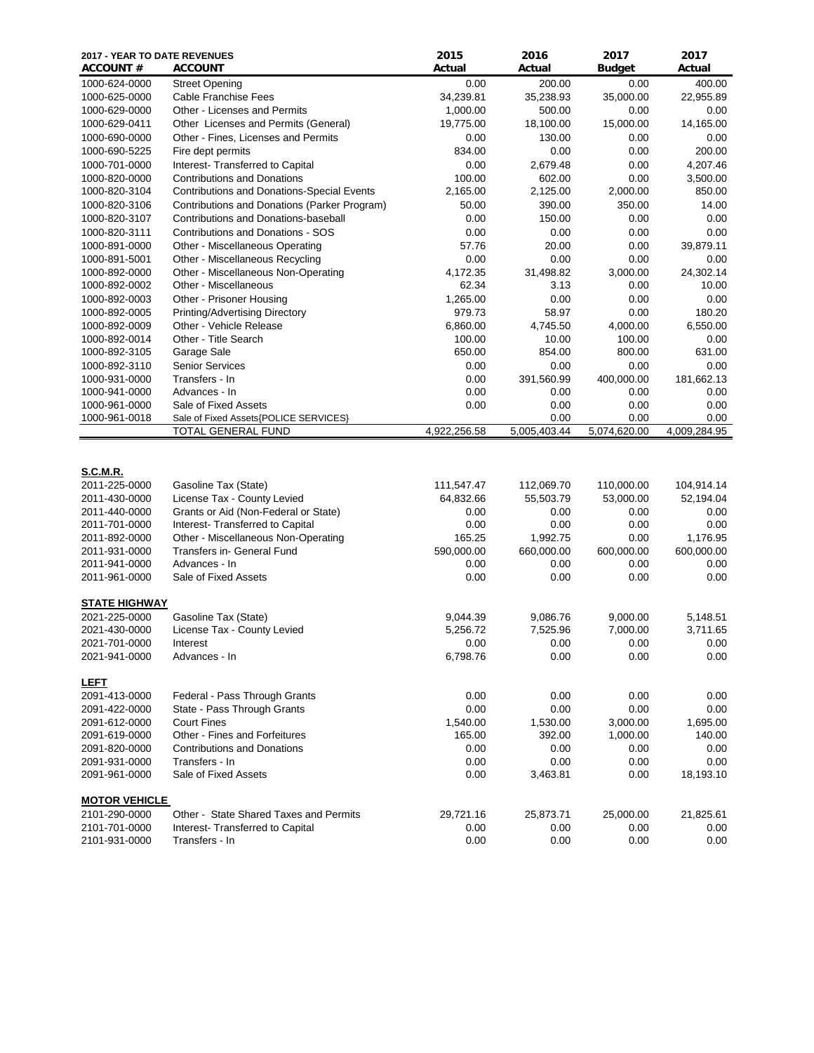| 2017 - YEAR TO DATE REVENUES<br>ACCOUNT # | ACCOUNT | 2015<br>Actual | 2016<br>Actual | 2017<br>Budget | 2017<br>Actual |
|---|---|---|---|---|---|
| 1000-624-0000 | Street Opening | 0.00 | 200.00 | 0.00 | 400.00 |
| 1000-625-0000 | Cable Franchise Fees | 34,239.81 | 35,238.93 | 35,000.00 | 22,955.89 |
| 1000-629-0000 | Other - Licenses and Permits | 1,000.00 | 500.00 | 0.00 | 0.00 |
| 1000-629-0411 | Other Licenses and Permits (General) | 19,775.00 | 18,100.00 | 15,000.00 | 14,165.00 |
| 1000-690-0000 | Other - Fines, Licenses and Permits | 0.00 | 130.00 | 0.00 | 0.00 |
| 1000-690-5225 | Fire dept permits | 834.00 | 0.00 | 0.00 | 200.00 |
| 1000-701-0000 | Interest- Transferred to Capital | 0.00 | 2,679.48 | 0.00 | 4,207.46 |
| 1000-820-0000 | Contributions and Donations | 100.00 | 602.00 | 0.00 | 3,500.00 |
| 1000-820-3104 | Contributions and Donations-Special Events | 2,165.00 | 2,125.00 | 2,000.00 | 850.00 |
| 1000-820-3106 | Contributions and Donations (Parker Program) | 50.00 | 390.00 | 350.00 | 14.00 |
| 1000-820-3107 | Contributions and Donations-baseball | 0.00 | 150.00 | 0.00 | 0.00 |
| 1000-820-3111 | Contributions and Donations - SOS | 0.00 | 0.00 | 0.00 | 0.00 |
| 1000-891-0000 | Other - Miscellaneous Operating | 57.76 | 20.00 | 0.00 | 39,879.11 |
| 1000-891-5001 | Other - Miscellaneous Recycling | 0.00 | 0.00 | 0.00 | 0.00 |
| 1000-892-0000 | Other - Miscellaneous Non-Operating | 4,172.35 | 31,498.82 | 3,000.00 | 24,302.14 |
| 1000-892-0002 | Other - Miscellaneous | 62.34 | 3.13 | 0.00 | 10.00 |
| 1000-892-0003 | Other - Prisoner Housing | 1,265.00 | 0.00 | 0.00 | 0.00 |
| 1000-892-0005 | Printing/Advertising Directory | 979.73 | 58.97 | 0.00 | 180.20 |
| 1000-892-0009 | Other - Vehicle Release | 6,860.00 | 4,745.50 | 4,000.00 | 6,550.00 |
| 1000-892-0014 | Other - Title Search | 100.00 | 10.00 | 100.00 | 0.00 |
| 1000-892-3105 | Garage Sale | 650.00 | 854.00 | 800.00 | 631.00 |
| 1000-892-3110 | Senior Services | 0.00 | 0.00 | 0.00 | 0.00 |
| 1000-931-0000 | Transfers - In | 0.00 | 391,560.99 | 400,000.00 | 181,662.13 |
| 1000-941-0000 | Advances - In | 0.00 | 0.00 | 0.00 | 0.00 |
| 1000-961-0000 | Sale of Fixed Assets | 0.00 | 0.00 | 0.00 | 0.00 |
| 1000-961-0018 | Sale of Fixed Assets{POLICE SERVICES} | | 0.00 | 0.00 | 0.00 |
| | TOTAL GENERAL FUND | 4,922,256.58 | 5,005,403.44 | 5,074,620.00 | 4,009,284.95 |
| **S.C.M.R.** | | | | | |
| 2011-225-0000 | Gasoline Tax (State) | 111,547.47 | 112,069.70 | 110,000.00 | 104,914.14 |
| 2011-430-0000 | License Tax - County Levied | 64,832.66 | 55,503.79 | 53,000.00 | 52,194.04 |
| 2011-440-0000 | Grants or Aid (Non-Federal or State) | 0.00 | 0.00 | 0.00 | 0.00 |
| 2011-701-0000 | Interest- Transferred to Capital | 0.00 | 0.00 | 0.00 | 0.00 |
| 2011-892-0000 | Other - Miscellaneous Non-Operating | 165.25 | 1,992.75 | 0.00 | 1,176.95 |
| 2011-931-0000 | Transfers in- General Fund | 590,000.00 | 660,000.00 | 600,000.00 | 600,000.00 |
| 2011-941-0000 | Advances - In | 0.00 | 0.00 | 0.00 | 0.00 |
| 2011-961-0000 | Sale of Fixed Assets | 0.00 | 0.00 | 0.00 | 0.00 |
| **STATE HIGHWAY** | | | | | |
| 2021-225-0000 | Gasoline Tax (State) | 9,044.39 | 9,086.76 | 9,000.00 | 5,148.51 |
| 2021-430-0000 | License Tax - County Levied | 5,256.72 | 7,525.96 | 7,000.00 | 3,711.65 |
| 2021-701-0000 | Interest | 0.00 | 0.00 | 0.00 | 0.00 |
| 2021-941-0000 | Advances - In | 6,798.76 | 0.00 | 0.00 | 0.00 |
| **LEFT** | | | | | |
| 2091-413-0000 | Federal - Pass Through Grants | 0.00 | 0.00 | 0.00 | 0.00 |
| 2091-422-0000 | State - Pass Through Grants | 0.00 | 0.00 | 0.00 | 0.00 |
| 2091-612-0000 | Court Fines | 1,540.00 | 1,530.00 | 3,000.00 | 1,695.00 |
| 2091-619-0000 | Other - Fines and Forfeitures | 165.00 | 392.00 | 1,000.00 | 140.00 |
| 2091-820-0000 | Contributions and Donations | 0.00 | 0.00 | 0.00 | 0.00 |
| 2091-931-0000 | Transfers - In | 0.00 | 0.00 | 0.00 | 0.00 |
| 2091-961-0000 | Sale of Fixed Assets | 0.00 | 3,463.81 | 0.00 | 18,193.10 |
| **MOTOR VEHICLE** | | | | | |
| 2101-290-0000 | Other - State Shared Taxes and Permits | 29,721.16 | 25,873.71 | 25,000.00 | 21,825.61 |
| 2101-701-0000 | Interest- Transferred to Capital | 0.00 | 0.00 | 0.00 | 0.00 |
| 2101-931-0000 | Transfers - In | 0.00 | 0.00 | 0.00 | 0.00 |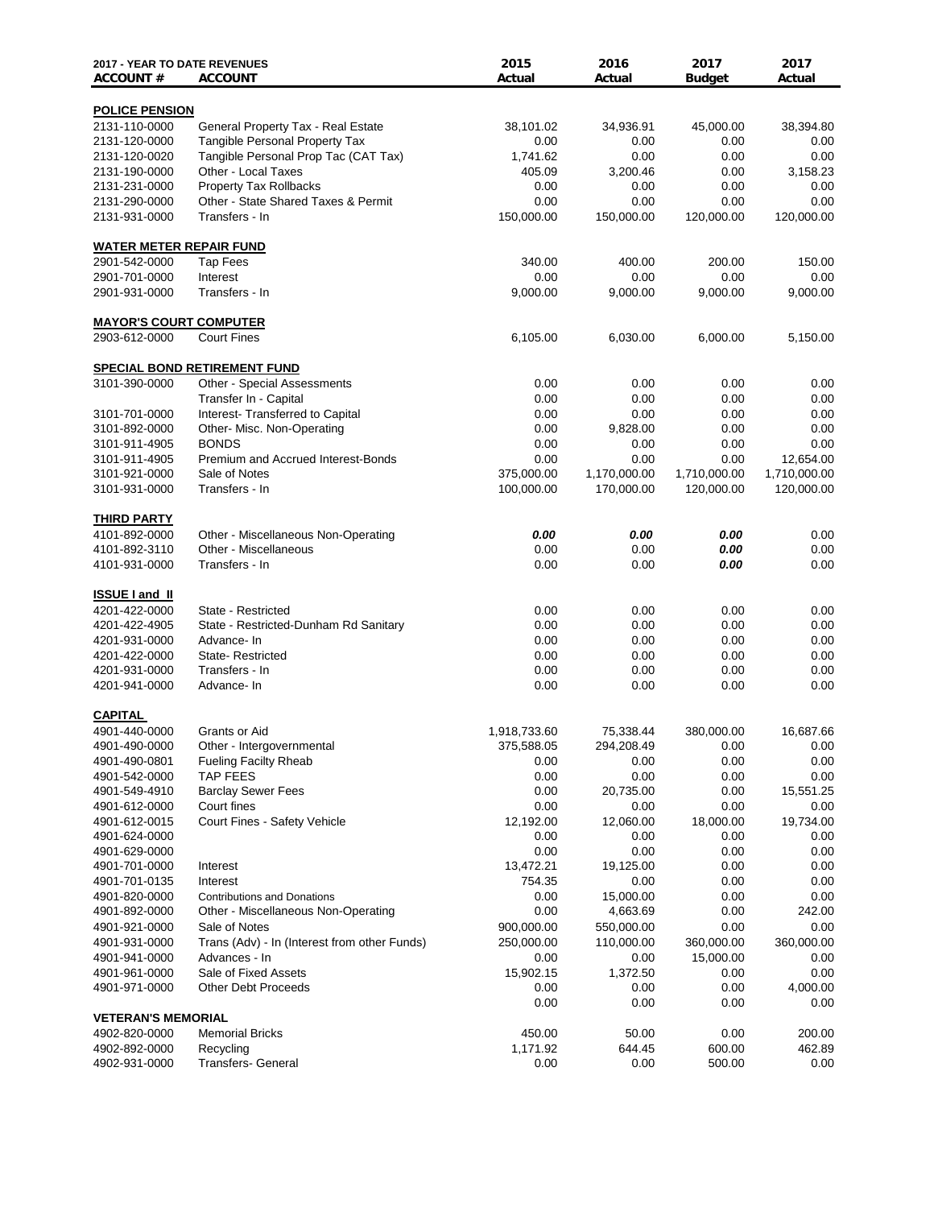| 2017 - YEAR TO DATE REVENUES ACCOUNT # | ACCOUNT | 2015 Actual | 2016 Actual | 2017 Budget | 2017 Actual |
|---|---|---|---|---|---|
| **POLICE PENSION** | | | | | |
| 2131-110-0000 | General Property Tax - Real Estate | 38,101.02 | 34,936.91 | 45,000.00 | 38,394.80 |
| 2131-120-0000 | Tangible Personal Property Tax | 0.00 | 0.00 | 0.00 | 0.00 |
| 2131-120-0020 | Tangible Personal Prop Tac (CAT Tax) | 1,741.62 | 0.00 | 0.00 | 0.00 |
| 2131-190-0000 | Other - Local Taxes | 405.09 | 3,200.46 | 0.00 | 3,158.23 |
| 2131-231-0000 | Property Tax Rollbacks | 0.00 | 0.00 | 0.00 | 0.00 |
| 2131-290-0000 | Other - State Shared Taxes & Permit | 0.00 | 0.00 | 0.00 | 0.00 |
| 2131-931-0000 | Transfers - In | 150,000.00 | 150,000.00 | 120,000.00 | 120,000.00 |
| **WATER METER REPAIR FUND** | | | | | |
| 2901-542-0000 | Tap Fees | 340.00 | 400.00 | 200.00 | 150.00 |
| 2901-701-0000 | Interest | 0.00 | 0.00 | 0.00 | 0.00 |
| 2901-931-0000 | Transfers - In | 9,000.00 | 9,000.00 | 9,000.00 | 9,000.00 |
| **MAYOR'S COURT COMPUTER** | | | | | |
| 2903-612-0000 | Court Fines | 6,105.00 | 6,030.00 | 6,000.00 | 5,150.00 |
| **SPECIAL BOND RETIREMENT FUND** | | | | | |
| 3101-390-0000 | Other - Special Assessments | 0.00 | 0.00 | 0.00 | 0.00 |
| | Transfer In - Capital | 0.00 | 0.00 | 0.00 | 0.00 |
| 3101-701-0000 | Interest- Transferred to Capital | 0.00 | 0.00 | 0.00 | 0.00 |
| 3101-892-0000 | Other- Misc. Non-Operating | 0.00 | 9,828.00 | 0.00 | 0.00 |
| 3101-911-4905 | BONDS | 0.00 | 0.00 | 0.00 | 0.00 |
| 3101-911-4905 | Premium and Accrued Interest-Bonds | 0.00 | 0.00 | 0.00 | 12,654.00 |
| 3101-921-0000 | Sale of Notes | 375,000.00 | 1,170,000.00 | 1,710,000.00 | 1,710,000.00 |
| 3101-931-0000 | Transfers - In | 100,000.00 | 170,000.00 | 120,000.00 | 120,000.00 |
| **THIRD PARTY** | | | | | |
| 4101-892-0000 | Other - Miscellaneous Non-Operating | ***0.00*** | ***0.00*** | ***0.00*** | 0.00 |
| 4101-892-3110 | Other - Miscellaneous | 0.00 | 0.00 | ***0.00*** | 0.00 |
| 4101-931-0000 | Transfers - In | 0.00 | 0.00 | ***0.00*** | 0.00 |
| **ISSUE I and II** | | | | | |
| 4201-422-0000 | State - Restricted | 0.00 | 0.00 | 0.00 | 0.00 |
| 4201-422-4905 | State - Restricted-Dunham Rd Sanitary | 0.00 | 0.00 | 0.00 | 0.00 |
| 4201-931-0000 | Advance- In | 0.00 | 0.00 | 0.00 | 0.00 |
| 4201-422-0000 | State- Restricted | 0.00 | 0.00 | 0.00 | 0.00 |
| 4201-931-0000 | Transfers - In | 0.00 | 0.00 | 0.00 | 0.00 |
| 4201-941-0000 | Advance- In | 0.00 | 0.00 | 0.00 | 0.00 |
| **CAPITAL** | | | | | |
| 4901-440-0000 | Grants or Aid | 1,918,733.60 | 75,338.44 | 380,000.00 | 16,687.66 |
| 4901-490-0000 | Other - Intergovernmental | 375,588.05 | 294,208.49 | 0.00 | 0.00 |
| 4901-490-0801 | Fueling Facilty Rheab | 0.00 | 0.00 | 0.00 | 0.00 |
| 4901-542-0000 | TAP FEES | 0.00 | 0.00 | 0.00 | 0.00 |
| 4901-549-4910 | Barclay Sewer Fees | 0.00 | 20,735.00 | 0.00 | 15,551.25 |
| 4901-612-0000 | Court fines | 0.00 | 0.00 | 0.00 | 0.00 |
| 4901-612-0015 | Court Fines - Safety Vehicle | 12,192.00 | 12,060.00 | 18,000.00 | 19,734.00 |
| 4901-624-0000 | | 0.00 | 0.00 | 0.00 | 0.00 |
| 4901-629-0000 | | 0.00 | 0.00 | 0.00 | 0.00 |
| 4901-701-0000 | Interest | 13,472.21 | 19,125.00 | 0.00 | 0.00 |
| 4901-701-0135 | Interest | 754.35 | 0.00 | 0.00 | 0.00 |
| 4901-820-0000 | Contributions and Donations | 0.00 | 15,000.00 | 0.00 | 0.00 |
| 4901-892-0000 | Other - Miscellaneous Non-Operating | 0.00 | 4,663.69 | 0.00 | 242.00 |
| 4901-921-0000 | Sale of Notes | 900,000.00 | 550,000.00 | 0.00 | 0.00 |
| 4901-931-0000 | Trans (Adv) - In (Interest from other Funds) | 250,000.00 | 110,000.00 | 360,000.00 | 360,000.00 |
| 4901-941-0000 | Advances - In | 0.00 | 0.00 | 15,000.00 | 0.00 |
| 4901-961-0000 | Sale of Fixed Assets | 15,902.15 | 1,372.50 | 0.00 | 0.00 |
| 4901-971-0000 | Other Debt Proceeds | 0.00 | 0.00 | 0.00 | 4,000.00 |
| | | 0.00 | 0.00 | 0.00 | 0.00 |
| **VETERAN'S MEMORIAL** | | | | | |
| 4902-820-0000 | Memorial Bricks | 450.00 | 50.00 | 0.00 | 200.00 |
| 4902-892-0000 | Recycling | 1,171.92 | 644.45 | 600.00 | 462.89 |
| 4902-931-0000 | Transfers- General | 0.00 | 0.00 | 500.00 | 0.00 |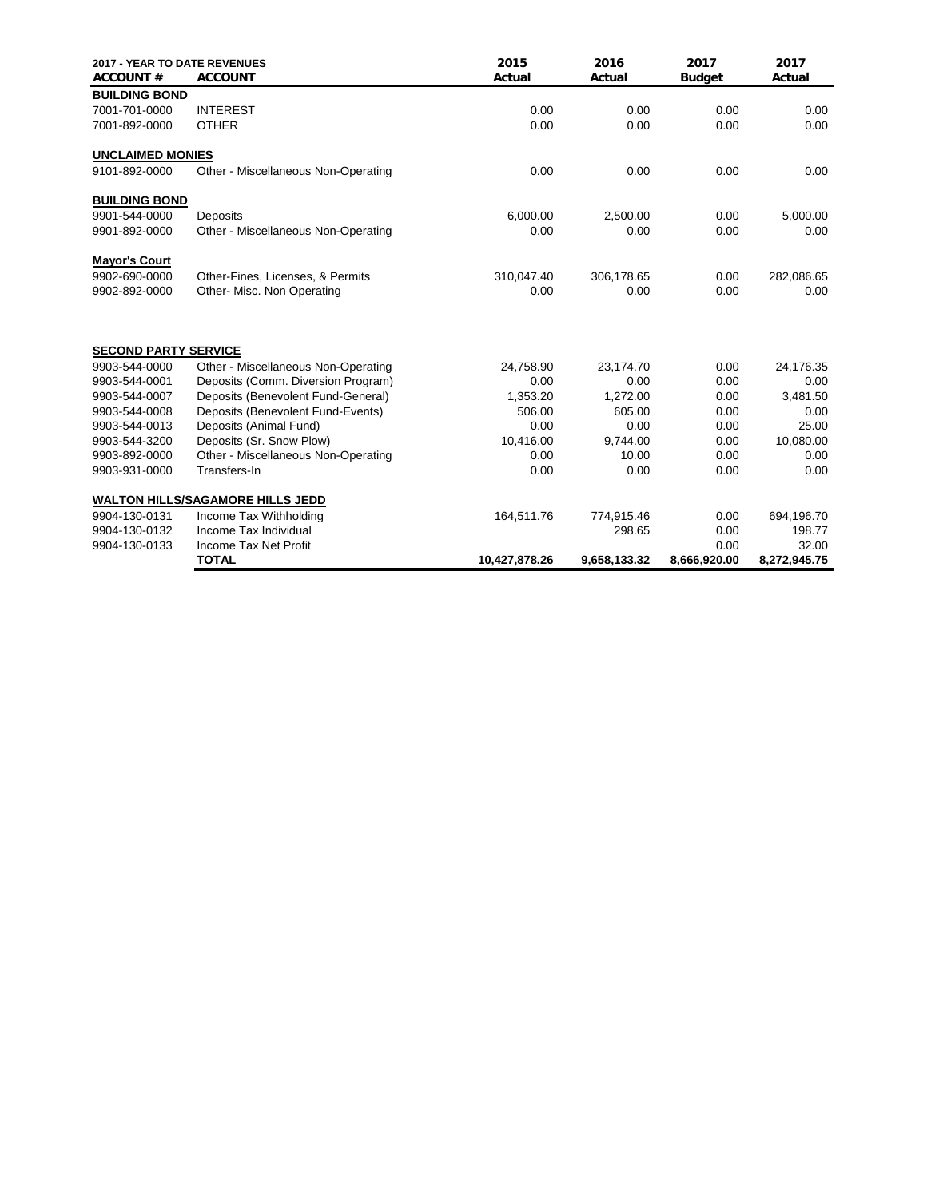| 2017 - YEAR TO DATE REVENUES<br>ACCOUNT # | ACCOUNT | 2015<br>Actual | 2016<br>Actual | 2017<br>Budget | 2017<br>Actual |
|---|---|---|---|---|---|
| **BUILDING BOND** | | | | | |
| 7001-701-0000 | INTEREST | 0.00 | 0.00 | 0.00 | 0.00 |
| 7001-892-0000 | OTHER | 0.00 | 0.00 | 0.00 | 0.00 |
| **UNCLAIMED MONIES** | | | | | |
| 9101-892-0000 | Other - Miscellaneous Non-Operating | 0.00 | 0.00 | 0.00 | 0.00 |
| **BUILDING BOND** | | | | | |
| 9901-544-0000 | Deposits | 6,000.00 | 2,500.00 | 0.00 | 5,000.00 |
| 9901-892-0000 | Other - Miscellaneous Non-Operating | 0.00 | 0.00 | 0.00 | 0.00 |
| **Mayor's Court** | | | | | |
| 9902-690-0000 | Other-Fines, Licenses, & Permits | 310,047.40 | 306,178.65 | 0.00 | 282,086.65 |
| 9902-892-0000 | Other- Misc. Non Operating | 0.00 | 0.00 | 0.00 | 0.00 |
| **SECOND PARTY SERVICE** | | | | | |
| 9903-544-0000 | Other - Miscellaneous Non-Operating | 24,758.90 | 23,174.70 | 0.00 | 24,176.35 |
| 9903-544-0001 | Deposits (Comm. Diversion Program) | 0.00 | 0.00 | 0.00 | 0.00 |
| 9903-544-0007 | Deposits (Benevolent Fund-General) | 1,353.20 | 1,272.00 | 0.00 | 3,481.50 |
| 9903-544-0008 | Deposits (Benevolent Fund-Events) | 506.00 | 605.00 | 0.00 | 0.00 |
| 9903-544-0013 | Deposits (Animal Fund) | 0.00 | 0.00 | 0.00 | 25.00 |
| 9903-544-3200 | Deposits (Sr. Snow Plow) | 10,416.00 | 9,744.00 | 0.00 | 10,080.00 |
| 9903-892-0000 | Other - Miscellaneous Non-Operating | 0.00 | 10.00 | 0.00 | 0.00 |
| 9903-931-0000 | Transfers-In | 0.00 | 0.00 | 0.00 | 0.00 |
| **WALTON HILLS/SAGAMORE HILLS JEDD** | | | | | |
| 9904-130-0131 | Income Tax Withholding | 164,511.76 | 774,915.46 | 0.00 | 694,196.70 |
| 9904-130-0132 | Income Tax Individual | | 298.65 | 0.00 | 198.77 |
| 9904-130-0133 | Income Tax Net Profit | | | 0.00 | 32.00 |
| | **TOTAL** | **10,427,878.26** | **9,658,133.32** | **8,666,920.00** | **8,272,945.75** |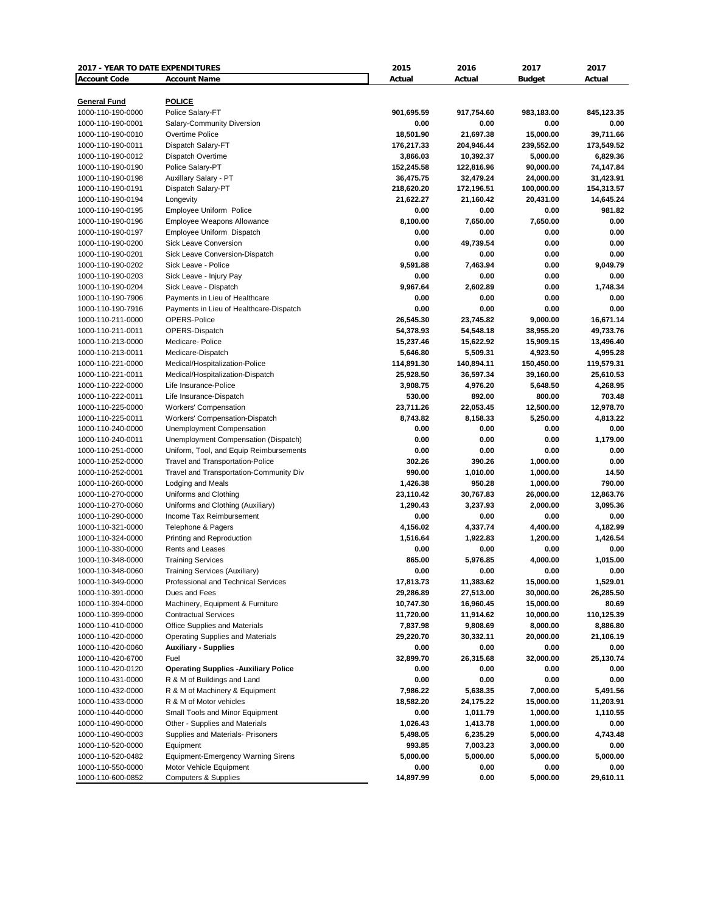| 2017 - YEAR TO DATE EXPENDITURES | | 2015 | 2016 | 2017 | 2017 |
|---|---|---|---|---|---|
| **Account Code** | **Account Name** | **Actual** | **Actual** | **Budget** | **Actual** |
| **General Fund** | **POLICE** | | | | |
| 1000-110-190-0000 | Police Salary-FT | **901,695.59** | **917,754.60** | **983,183.00** | **845,123.35** |
| 1000-110-190-0001 | Salary-Community Diversion | **0.00** | **0.00** | **0.00** | **0.00** |
| 1000-110-190-0010 | Overtime Police | **18,501.90** | **21,697.38** | **15,000.00** | **39,711.66** |
| 1000-110-190-0011 | Dispatch Salary-FT | **176,217.33** | **204,946.44** | **239,552.00** | **173,549.52** |
| 1000-110-190-0012 | Dispatch Overtime | **3,866.03** | **10,392.37** | **5,000.00** | **6,829.36** |
| 1000-110-190-0190 | Police Salary-PT | **152,245.58** | **122,816.96** | **90,000.00** | **74,147.84** |
| 1000-110-190-0198 | Auxillary Salary - PT | **36,475.75** | **32,479.24** | **24,000.00** | **31,423.91** |
| 1000-110-190-0191 | Dispatch Salary-PT | **218,620.20** | **172,196.51** | **100,000.00** | **154,313.57** |
| 1000-110-190-0194 | Longevity | **21,622.27** | **21,160.42** | **20,431.00** | **14,645.24** |
| 1000-110-190-0195 | Employee Uniform Police | **0.00** | **0.00** | **0.00** | **981.82** |
| 1000-110-190-0196 | Employee Weapons Allowance | **8,100.00** | **7,650.00** | **7,650.00** | **0.00** |
| 1000-110-190-0197 | Employee Uniform Dispatch | **0.00** | **0.00** | **0.00** | **0.00** |
| 1000-110-190-0200 | Sick Leave Conversion | **0.00** | **49,739.54** | **0.00** | **0.00** |
| 1000-110-190-0201 | Sick Leave Conversion-Dispatch | **0.00** | **0.00** | **0.00** | **0.00** |
| 1000-110-190-0202 | Sick Leave - Police | **9,591.88** | **7,463.94** | **0.00** | **9,049.79** |
| 1000-110-190-0203 | Sick Leave - Injury Pay | **0.00** | **0.00** | **0.00** | **0.00** |
| 1000-110-190-0204 | Sick Leave - Dispatch | **9,967.64** | **2,602.89** | **0.00** | **1,748.34** |
| 1000-110-190-7906 | Payments in Lieu of Healthcare | **0.00** | **0.00** | **0.00** | **0.00** |
| 1000-110-190-7916 | Payments in Lieu of Healthcare-Dispatch | **0.00** | **0.00** | **0.00** | **0.00** |
| 1000-110-211-0000 | OPERS-Police | **26,545.30** | **23,745.82** | **9,000.00** | **16,671.14** |
| 1000-110-211-0011 | OPERS-Dispatch | **54,378.93** | **54,548.18** | **38,955.20** | **49,733.76** |
| 1000-110-213-0000 | Medicare- Police | **15,237.46** | **15,622.92** | **15,909.15** | **13,496.40** |
| 1000-110-213-0011 | Medicare-Dispatch | **5,646.80** | **5,509.31** | **4,923.50** | **4,995.28** |
| 1000-110-221-0000 | Medical/Hospitalization-Police | **114,891.30** | **140,894.11** | **150,450.00** | **119,579.31** |
| 1000-110-221-0011 | Medical/Hospitalization-Dispatch | **25,928.50** | **36,597.34** | **39,160.00** | **25,610.53** |
| 1000-110-222-0000 | Life Insurance-Police | **3,908.75** | **4,976.20** | **5,648.50** | **4,268.95** |
| 1000-110-222-0011 | Life Insurance-Dispatch | **530.00** | **892.00** | **800.00** | **703.48** |
| 1000-110-225-0000 | Workers' Compensation | **23,711.26** | **22,053.45** | **12,500.00** | **12,978.70** |
| 1000-110-225-0011 | Workers' Compensation-Dispatch | **8,743.82** | **8,158.33** | **5,250.00** | **4,813.22** |
| 1000-110-240-0000 | Unemployment Compensation | **0.00** | **0.00** | **0.00** | **0.00** |
| 1000-110-240-0011 | Unemployment Compensation (Dispatch) | **0.00** | **0.00** | **0.00** | **1,179.00** |
| 1000-110-251-0000 | Uniform, Tool, and Equip Reimbursements | **0.00** | **0.00** | **0.00** | **0.00** |
| 1000-110-252-0000 | Travel and Transportation-Police | **302.26** | **390.26** | **1,000.00** | **0.00** |
| 1000-110-252-0001 | Travel and Transportation-Community Div | **990.00** | **1,010.00** | **1,000.00** | **14.50** |
| 1000-110-260-0000 | Lodging and Meals | **1,426.38** | **950.28** | **1,000.00** | **790.00** |
| 1000-110-270-0000 | Uniforms and Clothing | **23,110.42** | **30,767.83** | **26,000.00** | **12,863.76** |
| 1000-110-270-0060 | Uniforms and Clothing (Auxiliary) | **1,290.43** | **3,237.93** | **2,000.00** | **3,095.36** |
| 1000-110-290-0000 | Income Tax Reimbursement | **0.00** | **0.00** | **0.00** | **0.00** |
| 1000-110-321-0000 | Telephone & Pagers | **4,156.02** | **4,337.74** | **4,400.00** | **4,182.99** |
| 1000-110-324-0000 | Printing and Reproduction | **1,516.64** | **1,922.83** | **1,200.00** | **1,426.54** |
| 1000-110-330-0000 | Rents and Leases | **0.00** | **0.00** | **0.00** | **0.00** |
| 1000-110-348-0000 | Training Services | **865.00** | **5,976.85** | **4,000.00** | **1,015.00** |
| 1000-110-348-0060 | Training Services (Auxiliary) | **0.00** | **0.00** | **0.00** | **0.00** |
| 1000-110-349-0000 | Professional and Technical Services | **17,813.73** | **11,383.62** | **15,000.00** | **1,529.01** |
| 1000-110-391-0000 | Dues and Fees | **29,286.89** | **27,513.00** | **30,000.00** | **26,285.50** |
| 1000-110-394-0000 | Machinery, Equipment & Furniture | **10,747.30** | **16,960.45** | **15,000.00** | **80.69** |
| 1000-110-399-0000 | Contractual Services | **11,720.00** | **11,914.62** | **10,000.00** | **110,125.39** |
| 1000-110-410-0000 | Office Supplies and Materials | **7,837.98** | **9,808.69** | **8,000.00** | **8,886.80** |
| 1000-110-420-0000 | Operating Supplies and Materials | **29,220.70** | **30,332.11** | **20,000.00** | **21,106.19** |
| 1000-110-420-0060 | **Auxiliary - Supplies** | **0.00** | **0.00** | **0.00** | **0.00** |
| 1000-110-420-6700 | Fuel | **32,899.70** | **26,315.68** | **32,000.00** | **25,130.74** |
| 1000-110-420-0120 | **Operating Supplies -Auxiliary Police** | **0.00** | **0.00** | **0.00** | **0.00** |
| 1000-110-431-0000 | R & M of Buildings and Land | **0.00** | **0.00** | **0.00** | **0.00** |
| 1000-110-432-0000 | R & M of Machinery & Equipment | **7,986.22** | **5,638.35** | **7,000.00** | **5,491.56** |
| 1000-110-433-0000 | R & M of Motor vehicles | **18,582.20** | **24,175.22** | **15,000.00** | **11,203.91** |
| 1000-110-440-0000 | Small Tools and Minor Equipment | **0.00** | **1,011.79** | **1,000.00** | **1,110.55** |
| 1000-110-490-0000 | Other - Supplies and Materials | **1,026.43** | **1,413.78** | **1,000.00** | **0.00** |
| 1000-110-490-0003 | Supplies and Materials- Prisoners | **5,498.05** | **6,235.29** | **5,000.00** | **4,743.48** |
| 1000-110-520-0000 | Equipment | **993.85** | **7,003.23** | **3,000.00** | **0.00** |
| 1000-110-520-0482 | Equipment-Emergency Warning Sirens | **5,000.00** | **5,000.00** | **5,000.00** | **5,000.00** |
| 1000-110-550-0000 | Motor Vehicle Equipment | **0.00** | **0.00** | **0.00** | **0.00** |
| 1000-110-600-0852 | Computers & Supplies | **14,897.99** | **0.00** | **5,000.00** | **29,610.11** |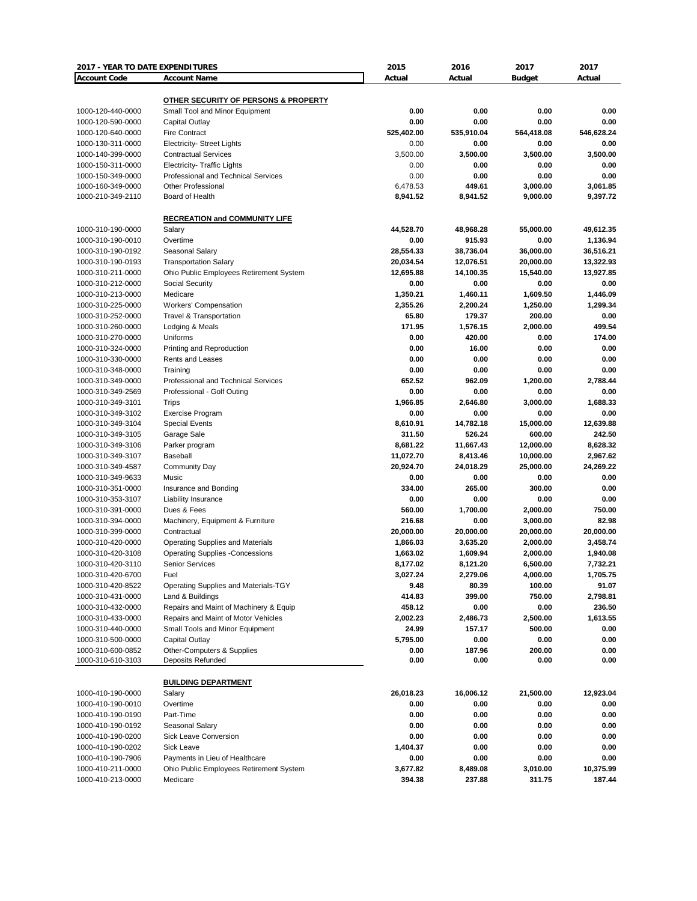| 2017 - YEAR TO DATE EXPENDITURES | | 2015 | 2016 | 2017 | 2017 |
|---|---|---|---|---|---|
| **Account Code** | **Account Name** | **Actual** | **Actual** | **Budget** | **Actual** |
| | **OTHER SECURITY OF PERSONS & PROPERTY** | | | | |
| 1000-120-440-0000 | Small Tool and Minor Equipment | 0.00 | 0.00 | 0.00 | 0.00 |
| 1000-120-590-0000 | Capital Outlay | 0.00 | 0.00 | 0.00 | 0.00 |
| 1000-120-640-0000 | Fire Contract | 525,402.00 | 535,910.04 | 564,418.08 | 546,628.24 |
| 1000-130-311-0000 | Electricity- Street Lights | 0.00 | 0.00 | 0.00 | 0.00 |
| 1000-140-399-0000 | Contractual Services | 3,500.00 | 3,500.00 | 3,500.00 | 3,500.00 |
| 1000-150-311-0000 | Electricity- Traffic Lights | 0.00 | 0.00 | 0.00 | 0.00 |
| 1000-150-349-0000 | Professional and Technical Services | 0.00 | 0.00 | 0.00 | 0.00 |
| 1000-160-349-0000 | Other Professional | 6,478.53 | 449.61 | 3,000.00 | 3,061.85 |
| 1000-210-349-2110 | Board of Health | 8,941.52 | 8,941.52 | 9,000.00 | 9,397.72 |
| | **RECREATION and COMMUNITY LIFE** | | | | |
| 1000-310-190-0000 | Salary | 44,528.70 | 48,968.28 | 55,000.00 | 49,612.35 |
| 1000-310-190-0010 | Overtime | 0.00 | 915.93 | 0.00 | 1,136.94 |
| 1000-310-190-0192 | Seasonal Salary | 28,554.33 | 38,736.04 | 36,000.00 | 36,516.21 |
| 1000-310-190-0193 | Transportation Salary | 20,034.54 | 12,076.51 | 20,000.00 | 13,322.93 |
| 1000-310-211-0000 | Ohio Public Employees Retirement System | 12,695.88 | 14,100.35 | 15,540.00 | 13,927.85 |
| 1000-310-212-0000 | Social Security | 0.00 | 0.00 | 0.00 | 0.00 |
| 1000-310-213-0000 | Medicare | 1,350.21 | 1,460.11 | 1,609.50 | 1,446.09 |
| 1000-310-225-0000 | Workers' Compensation | 2,355.26 | 2,200.24 | 1,250.00 | 1,299.34 |
| 1000-310-252-0000 | Travel & Transportation | 65.80 | 179.37 | 200.00 | 0.00 |
| 1000-310-260-0000 | Lodging & Meals | 171.95 | 1,576.15 | 2,000.00 | 499.54 |
| 1000-310-270-0000 | Uniforms | 0.00 | 420.00 | 0.00 | 174.00 |
| 1000-310-324-0000 | Printing and Reproduction | 0.00 | 16.00 | 0.00 | 0.00 |
| 1000-310-330-0000 | Rents and Leases | 0.00 | 0.00 | 0.00 | 0.00 |
| 1000-310-348-0000 | Training | 0.00 | 0.00 | 0.00 | 0.00 |
| 1000-310-349-0000 | Professional and Technical Services | 652.52 | 962.09 | 1,200.00 | 2,788.44 |
| 1000-310-349-2569 | Professional - Golf Outing | 0.00 | 0.00 | 0.00 | 0.00 |
| 1000-310-349-3101 | Trips | 1,966.85 | 2,646.80 | 3,000.00 | 1,688.33 |
| 1000-310-349-3102 | Exercise Program | 0.00 | 0.00 | 0.00 | 0.00 |
| 1000-310-349-3104 | Special Events | 8,610.91 | 14,782.18 | 15,000.00 | 12,639.88 |
| 1000-310-349-3105 | Garage Sale | 311.50 | 526.24 | 600.00 | 242.50 |
| 1000-310-349-3106 | Parker program | 8,681.22 | 11,667.43 | 12,000.00 | 8,628.32 |
| 1000-310-349-3107 | Baseball | 11,072.70 | 8,413.46 | 10,000.00 | 2,967.62 |
| 1000-310-349-4587 | Community Day | 20,924.70 | 24,018.29 | 25,000.00 | 24,269.22 |
| 1000-310-349-9633 | Music | 0.00 | 0.00 | 0.00 | 0.00 |
| 1000-310-351-0000 | Insurance and Bonding | 334.00 | 265.00 | 300.00 | 0.00 |
| 1000-310-353-3107 | Liability Insurance | 0.00 | 0.00 | 0.00 | 0.00 |
| 1000-310-391-0000 | Dues & Fees | 560.00 | 1,700.00 | 2,000.00 | 750.00 |
| 1000-310-394-0000 | Machinery, Equipment & Furniture | 216.68 | 0.00 | 3,000.00 | 82.98 |
| 1000-310-399-0000 | Contractual | 20,000.00 | 20,000.00 | 20,000.00 | 20,000.00 |
| 1000-310-420-0000 | Operating Supplies and Materials | 1,866.03 | 3,635.20 | 2,000.00 | 3,458.74 |
| 1000-310-420-3108 | Operating Supplies -Concessions | 1,663.02 | 1,609.94 | 2,000.00 | 1,940.08 |
| 1000-310-420-3110 | Senior Services | 8,177.02 | 8,121.20 | 6,500.00 | 7,732.21 |
| 1000-310-420-6700 | Fuel | 3,027.24 | 2,279.06 | 4,000.00 | 1,705.75 |
| 1000-310-420-8522 | Operating Supplies and Materials-TGY | 9.48 | 80.39 | 100.00 | 91.07 |
| 1000-310-431-0000 | Land & Buildings | 414.83 | 399.00 | 750.00 | 2,798.81 |
| 1000-310-432-0000 | Repairs and Maint of Machinery & Equip | 458.12 | 0.00 | 0.00 | 236.50 |
| 1000-310-433-0000 | Repairs and Maint of Motor Vehicles | 2,002.23 | 2,486.73 | 2,500.00 | 1,613.55 |
| 1000-310-440-0000 | Small Tools and Minor Equipment | 24.99 | 157.17 | 500.00 | 0.00 |
| 1000-310-500-0000 | Capital Outlay | 5,795.00 | 0.00 | 0.00 | 0.00 |
| 1000-310-600-0852 | Other-Computers & Supplies | 0.00 | 187.96 | 200.00 | 0.00 |
| 1000-310-610-3103 | Deposits Refunded | 0.00 | 0.00 | 0.00 | 0.00 |
| | **BUILDING DEPARTMENT** | | | | |
| 1000-410-190-0000 | Salary | 26,018.23 | 16,006.12 | 21,500.00 | 12,923.04 |
| 1000-410-190-0010 | Overtime | 0.00 | 0.00 | 0.00 | 0.00 |
| 1000-410-190-0190 | Part-Time | 0.00 | 0.00 | 0.00 | 0.00 |
| 1000-410-190-0192 | Seasonal Salary | 0.00 | 0.00 | 0.00 | 0.00 |
| 1000-410-190-0200 | Sick Leave Conversion | 0.00 | 0.00 | 0.00 | 0.00 |
| 1000-410-190-0202 | Sick Leave | 1,404.37 | 0.00 | 0.00 | 0.00 |
| 1000-410-190-7906 | Payments in Lieu of Healthcare | 0.00 | 0.00 | 0.00 | 0.00 |
| 1000-410-211-0000 | Ohio Public Employees Retirement System | 3,677.82 | 8,489.08 | 3,010.00 | 10,375.99 |
| 1000-410-213-0000 | Medicare | 394.38 | 237.88 | 311.75 | 187.44 |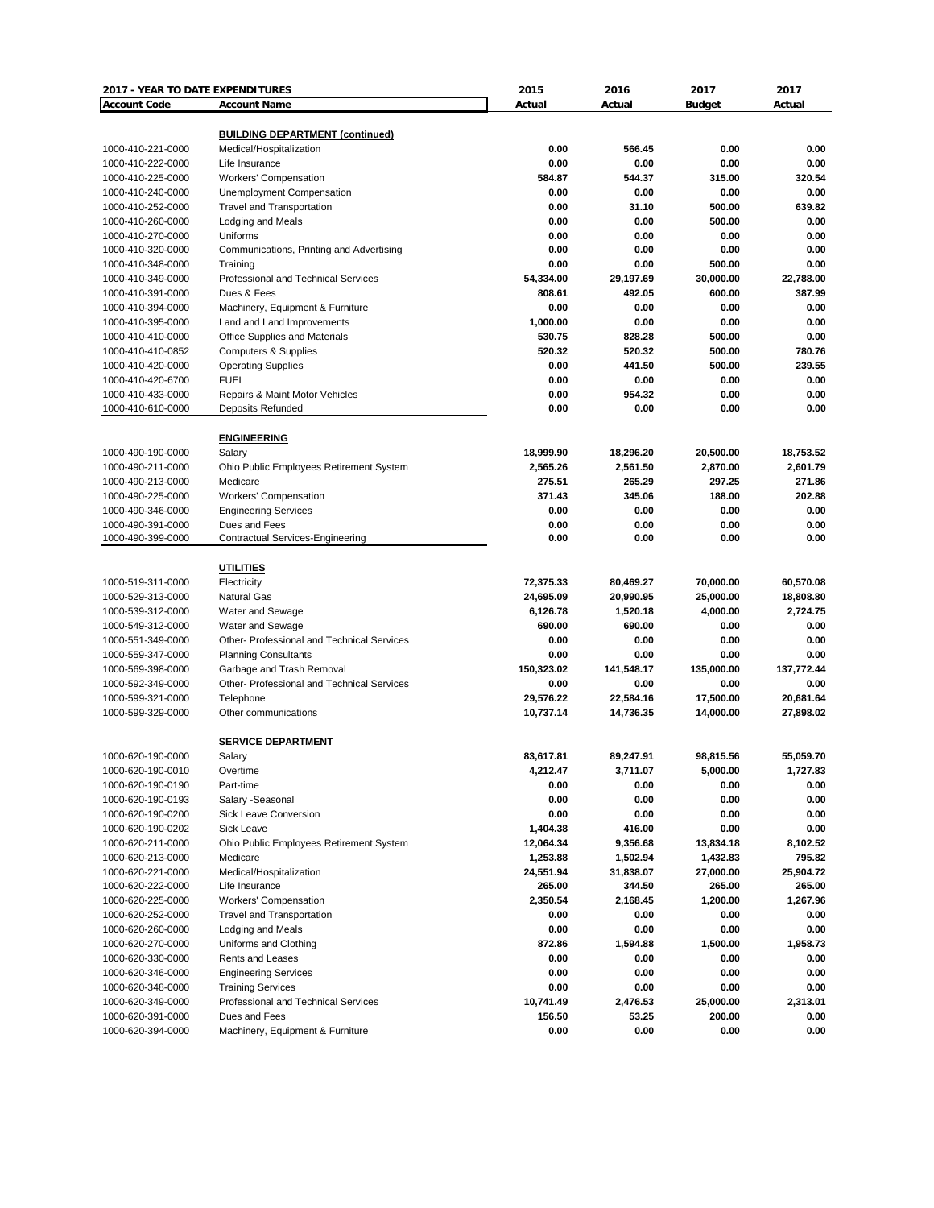| 2017 - YEAR TO DATE EXPENDITURES | | 2015 | 2016 | 2017 | 2017 |
|---|---|---|---|---|---|
| **Account Code** | **Account Name** | **Actual** | **Actual** | **Budget** | **Actual** |
| | **BUILDING DEPARTMENT (continued)** | | | | |
| 1000-410-221-0000 | Medical/Hospitalization | 0.00 | 566.45 | 0.00 | 0.00 |
| 1000-410-222-0000 | Life Insurance | 0.00 | 0.00 | 0.00 | 0.00 |
| 1000-410-225-0000 | Workers' Compensation | 584.87 | 544.37 | 315.00 | 320.54 |
| 1000-410-240-0000 | Unemployment Compensation | 0.00 | 0.00 | 0.00 | 0.00 |
| 1000-410-252-0000 | Travel and Transportation | 0.00 | 31.10 | 500.00 | 639.82 |
| 1000-410-260-0000 | Lodging and Meals | 0.00 | 0.00 | 500.00 | 0.00 |
| 1000-410-270-0000 | Uniforms | 0.00 | 0.00 | 0.00 | 0.00 |
| 1000-410-320-0000 | Communications, Printing and Advertising | 0.00 | 0.00 | 0.00 | 0.00 |
| 1000-410-348-0000 | Training | 0.00 | 0.00 | 500.00 | 0.00 |
| 1000-410-349-0000 | Professional and Technical Services | 54,334.00 | 29,197.69 | 30,000.00 | 22,788.00 |
| 1000-410-391-0000 | Dues & Fees | 808.61 | 492.05 | 600.00 | 387.99 |
| 1000-410-394-0000 | Machinery, Equipment & Furniture | 0.00 | 0.00 | 0.00 | 0.00 |
| 1000-410-395-0000 | Land and Land Improvements | 1,000.00 | 0.00 | 0.00 | 0.00 |
| 1000-410-410-0000 | Office Supplies and Materials | 530.75 | 828.28 | 500.00 | 0.00 |
| 1000-410-410-0852 | Computers & Supplies | 520.32 | 520.32 | 500.00 | 780.76 |
| 1000-410-420-0000 | Operating Supplies | 0.00 | 441.50 | 500.00 | 239.55 |
| 1000-410-420-6700 | FUEL | 0.00 | 0.00 | 0.00 | 0.00 |
| 1000-410-433-0000 | Repairs & Maint Motor Vehicles | 0.00 | 954.32 | 0.00 | 0.00 |
| 1000-410-610-0000 | Deposits Refunded | 0.00 | 0.00 | 0.00 | 0.00 |
| | **ENGINEERING** | | | | |
| 1000-490-190-0000 | Salary | 18,999.90 | 18,296.20 | 20,500.00 | 18,753.52 |
| 1000-490-211-0000 | Ohio Public Employees Retirement System | 2,565.26 | 2,561.50 | 2,870.00 | 2,601.79 |
| 1000-490-213-0000 | Medicare | 275.51 | 265.29 | 297.25 | 271.86 |
| 1000-490-225-0000 | Workers' Compensation | 371.43 | 345.06 | 188.00 | 202.88 |
| 1000-490-346-0000 | Engineering Services | 0.00 | 0.00 | 0.00 | 0.00 |
| 1000-490-391-0000 | Dues and Fees | 0.00 | 0.00 | 0.00 | 0.00 |
| 1000-490-399-0000 | Contractual Services-Engineering | 0.00 | 0.00 | 0.00 | 0.00 |
| | **UTILITIES** | | | | |
| 1000-519-311-0000 | Electricity | 72,375.33 | 80,469.27 | 70,000.00 | 60,570.08 |
| 1000-529-313-0000 | Natural Gas | 24,695.09 | 20,990.95 | 25,000.00 | 18,808.80 |
| 1000-539-312-0000 | Water and Sewage | 6,126.78 | 1,520.18 | 4,000.00 | 2,724.75 |
| 1000-549-312-0000 | Water and Sewage | 690.00 | 690.00 | 0.00 | 0.00 |
| 1000-551-349-0000 | Other- Professional and Technical Services | 0.00 | 0.00 | 0.00 | 0.00 |
| 1000-559-347-0000 | Planning Consultants | 0.00 | 0.00 | 0.00 | 0.00 |
| 1000-569-398-0000 | Garbage and Trash Removal | 150,323.02 | 141,548.17 | 135,000.00 | 137,772.44 |
| 1000-592-349-0000 | Other- Professional and Technical Services | 0.00 | 0.00 | 0.00 | 0.00 |
| 1000-599-321-0000 | Telephone | 29,576.22 | 22,584.16 | 17,500.00 | 20,681.64 |
| 1000-599-329-0000 | Other communications | 10,737.14 | 14,736.35 | 14,000.00 | 27,898.02 |
| | **SERVICE DEPARTMENT** | | | | |
| 1000-620-190-0000 | Salary | 83,617.81 | 89,247.91 | 98,815.56 | 55,059.70 |
| 1000-620-190-0010 | Overtime | 4,212.47 | 3,711.07 | 5,000.00 | 1,727.83 |
| 1000-620-190-0190 | Part-time | 0.00 | 0.00 | 0.00 | 0.00 |
| 1000-620-190-0193 | Salary -Seasonal | 0.00 | 0.00 | 0.00 | 0.00 |
| 1000-620-190-0200 | Sick Leave Conversion | 0.00 | 0.00 | 0.00 | 0.00 |
| 1000-620-190-0202 | Sick Leave | 1,404.38 | 416.00 | 0.00 | 0.00 |
| 1000-620-211-0000 | Ohio Public Employees Retirement System | 12,064.34 | 9,356.68 | 13,834.18 | 8,102.52 |
| 1000-620-213-0000 | Medicare | 1,253.88 | 1,502.94 | 1,432.83 | 795.82 |
| 1000-620-221-0000 | Medical/Hospitalization | 24,551.94 | 31,838.07 | 27,000.00 | 25,904.72 |
| 1000-620-222-0000 | Life Insurance | 265.00 | 344.50 | 265.00 | 265.00 |
| 1000-620-225-0000 | Workers' Compensation | 2,350.54 | 2,168.45 | 1,200.00 | 1,267.96 |
| 1000-620-252-0000 | Travel and Transportation | 0.00 | 0.00 | 0.00 | 0.00 |
| 1000-620-260-0000 | Lodging and Meals | 0.00 | 0.00 | 0.00 | 0.00 |
| 1000-620-270-0000 | Uniforms and Clothing | 872.86 | 1,594.88 | 1,500.00 | 1,958.73 |
| 1000-620-330-0000 | Rents and Leases | 0.00 | 0.00 | 0.00 | 0.00 |
| 1000-620-346-0000 | Engineering Services | 0.00 | 0.00 | 0.00 | 0.00 |
| 1000-620-348-0000 | Training Services | 0.00 | 0.00 | 0.00 | 0.00 |
| 1000-620-349-0000 | Professional and Technical Services | 10,741.49 | 2,476.53 | 25,000.00 | 2,313.01 |
| 1000-620-391-0000 | Dues and Fees | 156.50 | 53.25 | 200.00 | 0.00 |
| 1000-620-394-0000 | Machinery, Equipment & Furniture | 0.00 | 0.00 | 0.00 | 0.00 |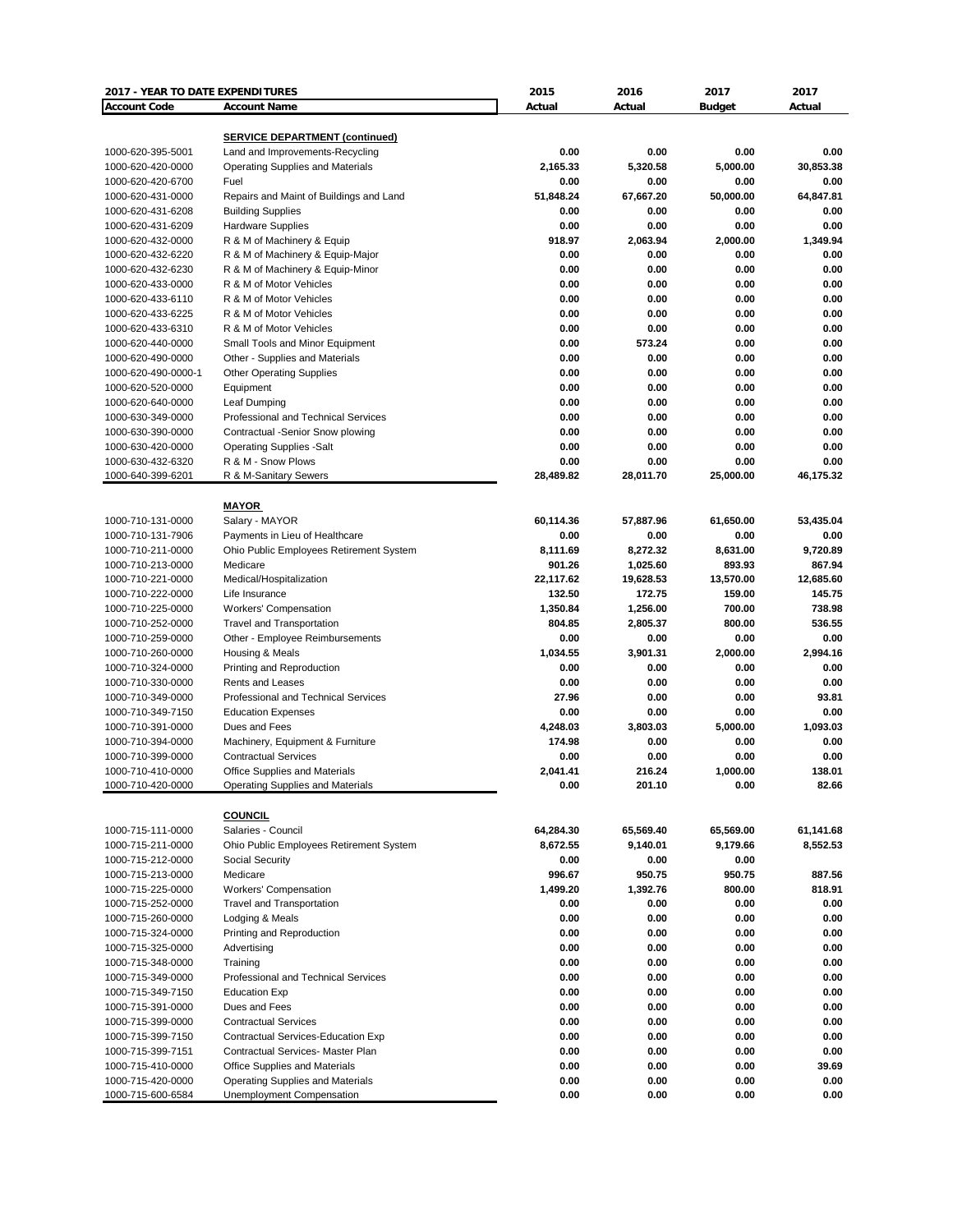| 2017 - YEAR TO DATE EXPENDITURES | | 2015 | 2016 | 2017 | 2017 |
|---|---|---|---|---|---|
| **Account Code** | **Account Name** | **Actual** | **Actual** | **Budget** | **Actual** |
| | **SERVICE DEPARTMENT (continued)** | | | | |
| 1000-620-395-5001 | Land and Improvements-Recycling | 0.00 | 0.00 | 0.00 | 0.00 |
| 1000-620-420-0000 | Operating Supplies and Materials | 2,165.33 | 5,320.58 | 5,000.00 | 30,853.38 |
| 1000-620-420-6700 | Fuel | 0.00 | 0.00 | 0.00 | 0.00 |
| 1000-620-431-0000 | Repairs and Maint of Buildings and Land | 51,848.24 | 67,667.20 | 50,000.00 | 64,847.81 |
| 1000-620-431-6208 | Building Supplies | 0.00 | 0.00 | 0.00 | 0.00 |
| 1000-620-431-6209 | Hardware Supplies | 0.00 | 0.00 | 0.00 | 0.00 |
| 1000-620-432-0000 | R & M of Machinery & Equip | 918.97 | 2,063.94 | 2,000.00 | 1,349.94 |
| 1000-620-432-6220 | R & M of Machinery & Equip-Major | 0.00 | 0.00 | 0.00 | 0.00 |
| 1000-620-432-6230 | R & M of Machinery & Equip-Minor | 0.00 | 0.00 | 0.00 | 0.00 |
| 1000-620-433-0000 | R & M of Motor Vehicles | 0.00 | 0.00 | 0.00 | 0.00 |
| 1000-620-433-6110 | R & M of Motor Vehicles | 0.00 | 0.00 | 0.00 | 0.00 |
| 1000-620-433-6225 | R & M of Motor Vehicles | 0.00 | 0.00 | 0.00 | 0.00 |
| 1000-620-433-6310 | R & M of Motor Vehicles | 0.00 | 0.00 | 0.00 | 0.00 |
| 1000-620-440-0000 | Small Tools and Minor Equipment | 0.00 | 573.24 | 0.00 | 0.00 |
| 1000-620-490-0000 | Other - Supplies and Materials | 0.00 | 0.00 | 0.00 | 0.00 |
| 1000-620-490-0000-1 | Other Operating Supplies | 0.00 | 0.00 | 0.00 | 0.00 |
| 1000-620-520-0000 | Equipment | 0.00 | 0.00 | 0.00 | 0.00 |
| 1000-620-640-0000 | Leaf Dumping | 0.00 | 0.00 | 0.00 | 0.00 |
| 1000-630-349-0000 | Professional and Technical Services | 0.00 | 0.00 | 0.00 | 0.00 |
| 1000-630-390-0000 | Contractual -Senior Snow plowing | 0.00 | 0.00 | 0.00 | 0.00 |
| 1000-630-420-0000 | Operating Supplies -Salt | 0.00 | 0.00 | 0.00 | 0.00 |
| 1000-630-432-6320 | R & M - Snow Plows | 0.00 | 0.00 | 0.00 | 0.00 |
| 1000-640-399-6201 | R & M-Sanitary Sewers | 28,489.82 | 28,011.70 | 25,000.00 | 46,175.32 |
| | **MAYOR** | | | | |
| 1000-710-131-0000 | Salary - MAYOR | 60,114.36 | 57,887.96 | 61,650.00 | 53,435.04 |
| 1000-710-131-7906 | Payments in Lieu of Healthcare | 0.00 | 0.00 | 0.00 | 0.00 |
| 1000-710-211-0000 | Ohio Public Employees Retirement System | 8,111.69 | 8,272.32 | 8,631.00 | 9,720.89 |
| 1000-710-213-0000 | Medicare | 901.26 | 1,025.60 | 893.93 | 867.94 |
| 1000-710-221-0000 | Medical/Hospitalization | 22,117.62 | 19,628.53 | 13,570.00 | 12,685.60 |
| 1000-710-222-0000 | Life Insurance | 132.50 | 172.75 | 159.00 | 145.75 |
| 1000-710-225-0000 | Workers' Compensation | 1,350.84 | 1,256.00 | 700.00 | 738.98 |
| 1000-710-252-0000 | Travel and Transportation | 804.85 | 2,805.37 | 800.00 | 536.55 |
| 1000-710-259-0000 | Other - Employee Reimbursements | 0.00 | 0.00 | 0.00 | 0.00 |
| 1000-710-260-0000 | Housing & Meals | 1,034.55 | 3,901.31 | 2,000.00 | 2,994.16 |
| 1000-710-324-0000 | Printing and Reproduction | 0.00 | 0.00 | 0.00 | 0.00 |
| 1000-710-330-0000 | Rents and Leases | 0.00 | 0.00 | 0.00 | 0.00 |
| 1000-710-349-0000 | Professional and Technical Services | 27.96 | 0.00 | 0.00 | 93.81 |
| 1000-710-349-7150 | Education Expenses | 0.00 | 0.00 | 0.00 | 0.00 |
| 1000-710-391-0000 | Dues and Fees | 4,248.03 | 3,803.03 | 5,000.00 | 1,093.03 |
| 1000-710-394-0000 | Machinery, Equipment & Furniture | 174.98 | 0.00 | 0.00 | 0.00 |
| 1000-710-399-0000 | Contractual Services | 0.00 | 0.00 | 0.00 | 0.00 |
| 1000-710-410-0000 | Office Supplies and Materials | 2,041.41 | 216.24 | 1,000.00 | 138.01 |
| 1000-710-420-0000 | Operating Supplies and Materials | 0.00 | 201.10 | 0.00 | 82.66 |
| | **COUNCIL** | | | | |
| 1000-715-111-0000 | Salaries - Council | 64,284.30 | 65,569.40 | 65,569.00 | 61,141.68 |
| 1000-715-211-0000 | Ohio Public Employees Retirement System | 8,672.55 | 9,140.01 | 9,179.66 | 8,552.53 |
| 1000-715-212-0000 | Social Security | 0.00 | 0.00 | 0.00 | |
| 1000-715-213-0000 | Medicare | 996.67 | 950.75 | 950.75 | 887.56 |
| 1000-715-225-0000 | Workers' Compensation | 1,499.20 | 1,392.76 | 800.00 | 818.91 |
| 1000-715-252-0000 | Travel and Transportation | 0.00 | 0.00 | 0.00 | 0.00 |
| 1000-715-260-0000 | Lodging & Meals | 0.00 | 0.00 | 0.00 | 0.00 |
| 1000-715-324-0000 | Printing and Reproduction | 0.00 | 0.00 | 0.00 | 0.00 |
| 1000-715-325-0000 | Advertising | 0.00 | 0.00 | 0.00 | 0.00 |
| 1000-715-348-0000 | Training | 0.00 | 0.00 | 0.00 | 0.00 |
| 1000-715-349-0000 | Professional and Technical Services | 0.00 | 0.00 | 0.00 | 0.00 |
| 1000-715-349-7150 | Education Exp | 0.00 | 0.00 | 0.00 | 0.00 |
| 1000-715-391-0000 | Dues and Fees | 0.00 | 0.00 | 0.00 | 0.00 |
| 1000-715-399-0000 | Contractual Services | 0.00 | 0.00 | 0.00 | 0.00 |
| 1000-715-399-7150 | Contractual Services-Education Exp | 0.00 | 0.00 | 0.00 | 0.00 |
| 1000-715-399-7151 | Contractual Services- Master Plan | 0.00 | 0.00 | 0.00 | 0.00 |
| 1000-715-410-0000 | Office Supplies and Materials | 0.00 | 0.00 | 0.00 | 39.69 |
| 1000-715-420-0000 | Operating Supplies and Materials | 0.00 | 0.00 | 0.00 | 0.00 |
| 1000-715-600-6584 | Unemployment Compensation | 0.00 | 0.00 | 0.00 | 0.00 |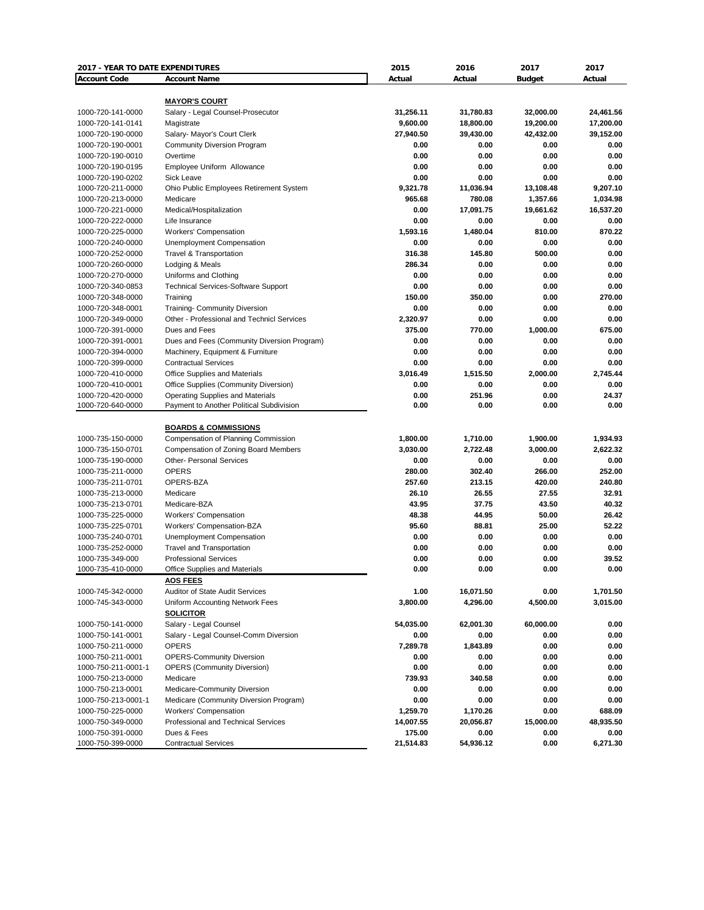| 2017 - YEAR TO DATE EXPENDITURES | | 2015 | 2016 | 2017 | 2017 |
|---|---|---|---|---|---|
| **Account Code** | **Account Name** | **Actual** | **Actual** | **Budget** | **Actual** |
| | **MAYOR'S COURT** | | | | |
| 1000-720-141-0000 | Salary - Legal Counsel-Prosecutor | 31,256.11 | 31,780.83 | 32,000.00 | 24,461.56 |
| 1000-720-141-0141 | Magistrate | 9,600.00 | 18,800.00 | 19,200.00 | 17,200.00 |
| 1000-720-190-0000 | Salary- Mayor's Court Clerk | 27,940.50 | 39,430.00 | 42,432.00 | 39,152.00 |
| 1000-720-190-0001 | Community Diversion Program | 0.00 | 0.00 | 0.00 | 0.00 |
| 1000-720-190-0010 | Overtime | 0.00 | 0.00 | 0.00 | 0.00 |
| 1000-720-190-0195 | Employee Uniform Allowance | 0.00 | 0.00 | 0.00 | 0.00 |
| 1000-720-190-0202 | Sick Leave | 0.00 | 0.00 | 0.00 | 0.00 |
| 1000-720-211-0000 | Ohio Public Employees Retirement System | 9,321.78 | 11,036.94 | 13,108.48 | 9,207.10 |
| 1000-720-213-0000 | Medicare | 965.68 | 780.08 | 1,357.66 | 1,034.98 |
| 1000-720-221-0000 | Medical/Hospitalization | 0.00 | 17,091.75 | 19,661.62 | 16,537.20 |
| 1000-720-222-0000 | Life Insurance | 0.00 | 0.00 | 0.00 | 0.00 |
| 1000-720-225-0000 | Workers' Compensation | 1,593.16 | 1,480.04 | 810.00 | 870.22 |
| 1000-720-240-0000 | Unemployment Compensation | 0.00 | 0.00 | 0.00 | 0.00 |
| 1000-720-252-0000 | Travel & Transportation | 316.38 | 145.80 | 500.00 | 0.00 |
| 1000-720-260-0000 | Lodging & Meals | 286.34 | 0.00 | 0.00 | 0.00 |
| 1000-720-270-0000 | Uniforms and Clothing | 0.00 | 0.00 | 0.00 | 0.00 |
| 1000-720-340-0853 | Technical Services-Software Support | 0.00 | 0.00 | 0.00 | 0.00 |
| 1000-720-348-0000 | Training | 150.00 | 350.00 | 0.00 | 270.00 |
| 1000-720-348-0001 | Training- Community Diversion | 0.00 | 0.00 | 0.00 | 0.00 |
| 1000-720-349-0000 | Other - Professional and Technicl Services | 2,320.97 | 0.00 | 0.00 | 0.00 |
| 1000-720-391-0000 | Dues and Fees | 375.00 | 770.00 | 1,000.00 | 675.00 |
| 1000-720-391-0001 | Dues and Fees (Community Diversion Program) | 0.00 | 0.00 | 0.00 | 0.00 |
| 1000-720-394-0000 | Machinery, Equipment & Furniture | 0.00 | 0.00 | 0.00 | 0.00 |
| 1000-720-399-0000 | Contractual Services | 0.00 | 0.00 | 0.00 | 0.00 |
| 1000-720-410-0000 | Office Supplies and Materials | 3,016.49 | 1,515.50 | 2,000.00 | 2,745.44 |
| 1000-720-410-0001 | Office Supplies (Community Diversion) | 0.00 | 0.00 | 0.00 | 0.00 |
| 1000-720-420-0000 | Operating Supplies and Materials | 0.00 | 251.96 | 0.00 | 24.37 |
| 1000-720-640-0000 | Payment to Another Political Subdivision | 0.00 | 0.00 | 0.00 | 0.00 |
| | **BOARDS & COMMISSIONS** | | | | |
| 1000-735-150-0000 | Compensation of Planning Commission | 1,800.00 | 1,710.00 | 1,900.00 | 1,934.93 |
| 1000-735-150-0701 | Compensation of Zoning Board Members | 3,030.00 | 2,722.48 | 3,000.00 | 2,622.32 |
| 1000-735-190-0000 | Other- Personal Services | 0.00 | 0.00 | 0.00 | 0.00 |
| 1000-735-211-0000 | OPERS | 280.00 | 302.40 | 266.00 | 252.00 |
| 1000-735-211-0701 | OPERS-BZA | 257.60 | 213.15 | 420.00 | 240.80 |
| 1000-735-213-0000 | Medicare | 26.10 | 26.55 | 27.55 | 32.91 |
| 1000-735-213-0701 | Medicare-BZA | 43.95 | 37.75 | 43.50 | 40.32 |
| 1000-735-225-0000 | Workers' Compensation | 48.38 | 44.95 | 50.00 | 26.42 |
| 1000-735-225-0701 | Workers' Compensation-BZA | 95.60 | 88.81 | 25.00 | 52.22 |
| 1000-735-240-0701 | Unemployment Compensation | 0.00 | 0.00 | 0.00 | 0.00 |
| 1000-735-252-0000 | Travel and Transportation | 0.00 | 0.00 | 0.00 | 0.00 |
| 1000-735-349-000 | Professional Services | 0.00 | 0.00 | 0.00 | 39.52 |
| 1000-735-410-0000 | Office Supplies and Materials | 0.00 | 0.00 | 0.00 | 0.00 |
| | **AOS FEES** | | | | |
| 1000-745-342-0000 | Auditor of State Audit Services | 1.00 | 16,071.50 | 0.00 | 1,701.50 |
| 1000-745-343-0000 | Uniform Accounting Network Fees | 3,800.00 | 4,296.00 | 4,500.00 | 3,015.00 |
| | **SOLICITOR** | | | | |
| 1000-750-141-0000 | Salary - Legal Counsel | 54,035.00 | 62,001.30 | 60,000.00 | 0.00 |
| 1000-750-141-0001 | Salary - Legal Counsel-Comm Diversion | 0.00 | 0.00 | 0.00 | 0.00 |
| 1000-750-211-0000 | OPERS | 7,289.78 | 1,843.89 | 0.00 | 0.00 |
| 1000-750-211-0001 | OPERS-Community Diversion | 0.00 | 0.00 | 0.00 | 0.00 |
| 1000-750-211-0001-1 | OPERS (Community Diversion) | 0.00 | 0.00 | 0.00 | 0.00 |
| 1000-750-213-0000 | Medicare | 739.93 | 340.58 | 0.00 | 0.00 |
| 1000-750-213-0001 | Medicare-Community Diversion | 0.00 | 0.00 | 0.00 | 0.00 |
| 1000-750-213-0001-1 | Medicare (Community Diversion Program) | 0.00 | 0.00 | 0.00 | 0.00 |
| 1000-750-225-0000 | Workers' Compensation | 1,259.70 | 1,170.26 | 0.00 | 688.09 |
| 1000-750-349-0000 | Professional and Technical Services | 14,007.55 | 20,056.87 | 15,000.00 | 48,935.50 |
| 1000-750-391-0000 | Dues & Fees | 175.00 | 0.00 | 0.00 | 0.00 |
| 1000-750-399-0000 | Contractual Services | 21,514.83 | 54,936.12 | 0.00 | 6,271.30 |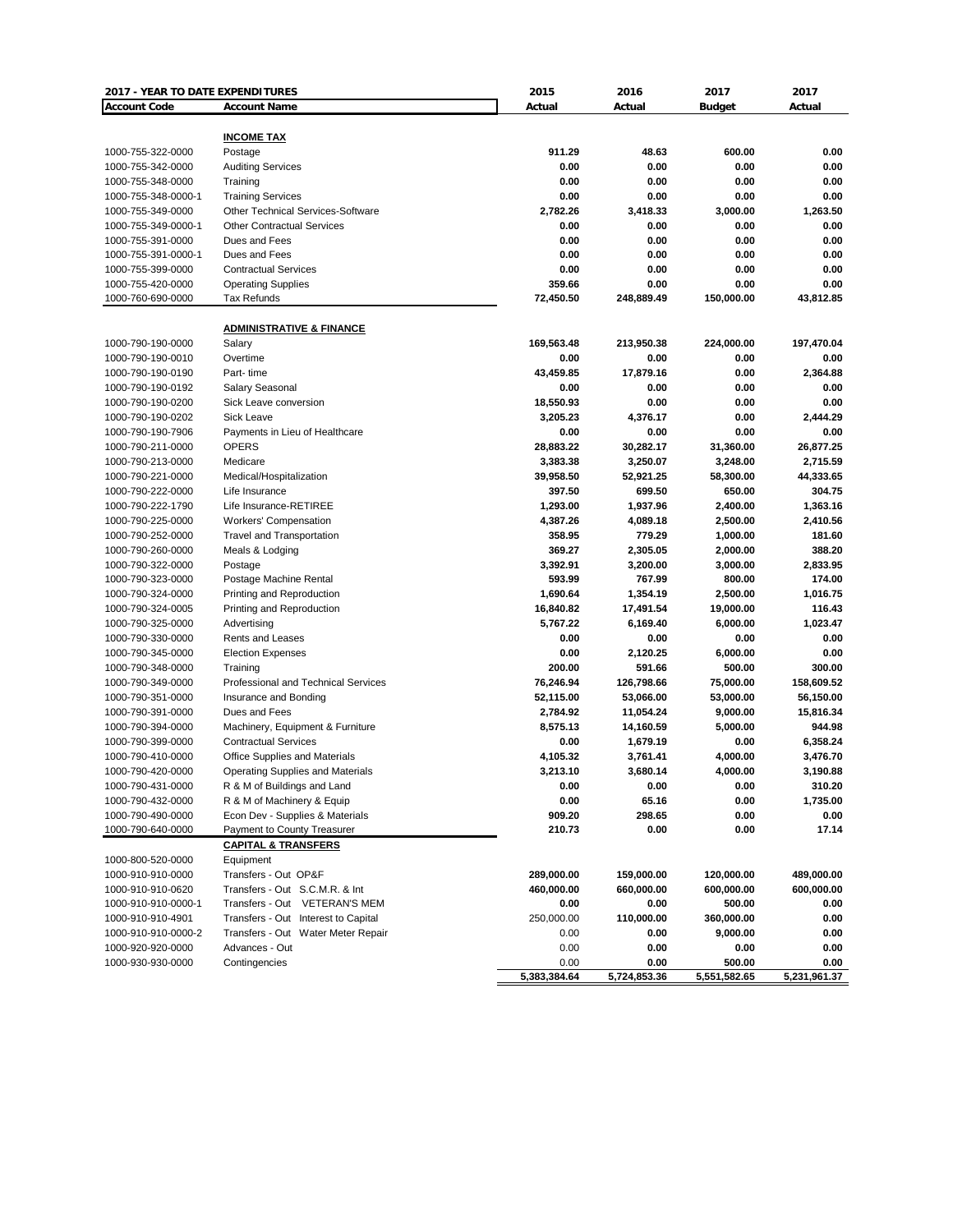| 2017 - YEAR TO DATE EXPENDITURES | | 2015 | 2016 | 2017 | 2017 |
|---|---|---|---|---|---|
| **Account Code** | **Account Name** | **Actual** | **Actual** | **Budget** | **Actual** |
| | **INCOME TAX** | | | | |
| 1000-755-322-0000 | Postage | 911.29 | 48.63 | 600.00 | 0.00 |
| 1000-755-342-0000 | Auditing Services | 0.00 | 0.00 | 0.00 | 0.00 |
| 1000-755-348-0000 | Training | 0.00 | 0.00 | 0.00 | 0.00 |
| 1000-755-348-0000-1 | Training Services | 0.00 | 0.00 | 0.00 | 0.00 |
| 1000-755-349-0000 | Other Technical Services-Software | 2,782.26 | 3,418.33 | 3,000.00 | 1,263.50 |
| 1000-755-349-0000-1 | Other Contractual Services | 0.00 | 0.00 | 0.00 | 0.00 |
| 1000-755-391-0000 | Dues and Fees | 0.00 | 0.00 | 0.00 | 0.00 |
| 1000-755-391-0000-1 | Dues and Fees | 0.00 | 0.00 | 0.00 | 0.00 |
| 1000-755-399-0000 | Contractual Services | 0.00 | 0.00 | 0.00 | 0.00 |
| 1000-755-420-0000 | Operating Supplies | 359.66 | 0.00 | 0.00 | 0.00 |
| 1000-760-690-0000 | Tax Refunds | 72,450.50 | 248,889.49 | 150,000.00 | 43,812.85 |
| | **ADMINISTRATIVE & FINANCE** | | | | |
| 1000-790-190-0000 | Salary | 169,563.48 | 213,950.38 | 224,000.00 | 197,470.04 |
| 1000-790-190-0010 | Overtime | 0.00 | 0.00 | 0.00 | 0.00 |
| 1000-790-190-0190 | Part- time | 43,459.85 | 17,879.16 | 0.00 | 2,364.88 |
| 1000-790-190-0192 | Salary Seasonal | 0.00 | 0.00 | 0.00 | 0.00 |
| 1000-790-190-0200 | Sick Leave conversion | 18,550.93 | 0.00 | 0.00 | 0.00 |
| 1000-790-190-0202 | Sick Leave | 3,205.23 | 4,376.17 | 0.00 | 2,444.29 |
| 1000-790-190-7906 | Payments in Lieu of Healthcare | 0.00 | 0.00 | 0.00 | 0.00 |
| 1000-790-211-0000 | OPERS | 28,883.22 | 30,282.17 | 31,360.00 | 26,877.25 |
| 1000-790-213-0000 | Medicare | 3,383.38 | 3,250.07 | 3,248.00 | 2,715.59 |
| 1000-790-221-0000 | Medical/Hospitalization | 39,958.50 | 52,921.25 | 58,300.00 | 44,333.65 |
| 1000-790-222-0000 | Life Insurance | 397.50 | 699.50 | 650.00 | 304.75 |
| 1000-790-222-1790 | Life Insurance-RETIREE | 1,293.00 | 1,937.96 | 2,400.00 | 1,363.16 |
| 1000-790-225-0000 | Workers' Compensation | 4,387.26 | 4,089.18 | 2,500.00 | 2,410.56 |
| 1000-790-252-0000 | Travel and Transportation | 358.95 | 779.29 | 1,000.00 | 181.60 |
| 1000-790-260-0000 | Meals & Lodging | 369.27 | 2,305.05 | 2,000.00 | 388.20 |
| 1000-790-322-0000 | Postage | 3,392.91 | 3,200.00 | 3,000.00 | 2,833.95 |
| 1000-790-323-0000 | Postage Machine Rental | 593.99 | 767.99 | 800.00 | 174.00 |
| 1000-790-324-0000 | Printing and Reproduction | 1,690.64 | 1,354.19 | 2,500.00 | 1,016.75 |
| 1000-790-324-0005 | Printing and Reproduction | 16,840.82 | 17,491.54 | 19,000.00 | 116.43 |
| 1000-790-325-0000 | Advertising | 5,767.22 | 6,169.40 | 6,000.00 | 1,023.47 |
| 1000-790-330-0000 | Rents and Leases | 0.00 | 0.00 | 0.00 | 0.00 |
| 1000-790-345-0000 | Election Expenses | 0.00 | 2,120.25 | 6,000.00 | 0.00 |
| 1000-790-348-0000 | Training | 200.00 | 591.66 | 500.00 | 300.00 |
| 1000-790-349-0000 | Professional and Technical Services | 76,246.94 | 126,798.66 | 75,000.00 | 158,609.52 |
| 1000-790-351-0000 | Insurance and Bonding | 52,115.00 | 53,066.00 | 53,000.00 | 56,150.00 |
| 1000-790-391-0000 | Dues and Fees | 2,784.92 | 11,054.24 | 9,000.00 | 15,816.34 |
| 1000-790-394-0000 | Machinery, Equipment & Furniture | 8,575.13 | 14,160.59 | 5,000.00 | 944.98 |
| 1000-790-399-0000 | Contractual Services | 0.00 | 1,679.19 | 0.00 | 6,358.24 |
| 1000-790-410-0000 | Office Supplies and Materials | 4,105.32 | 3,761.41 | 4,000.00 | 3,476.70 |
| 1000-790-420-0000 | Operating Supplies and Materials | 3,213.10 | 3,680.14 | 4,000.00 | 3,190.88 |
| 1000-790-431-0000 | R & M of Buildings and Land | 0.00 | 0.00 | 0.00 | 310.20 |
| 1000-790-432-0000 | R & M of Machinery & Equip | 0.00 | 65.16 | 0.00 | 1,735.00 |
| 1000-790-490-0000 | Econ Dev - Supplies & Materials | 909.20 | 298.65 | 0.00 | 0.00 |
| 1000-790-640-0000 | Payment to County Treasurer | 210.73 | 0.00 | 0.00 | 17.14 |
| | **CAPITAL & TRANSFERS** | | | | |
| 1000-800-520-0000 | Equipment | | | | |
| 1000-910-910-0000 | Transfers - Out OP&F | 289,000.00 | 159,000.00 | 120,000.00 | 489,000.00 |
| 1000-910-910-0620 | Transfers - Out S.C.M.R. & Int | 460,000.00 | 660,000.00 | 600,000.00 | 600,000.00 |
| 1000-910-910-0000-1 | Transfers - Out VETERAN'S MEM | 0.00 | 0.00 | 500.00 | 0.00 |
| 1000-910-910-4901 | Transfers - Out Interest to Capital | 250,000.00 | 110,000.00 | 360,000.00 | 0.00 |
| 1000-910-910-0000-2 | Transfers - Out Water Meter Repair | 0.00 | 0.00 | 9,000.00 | 0.00 |
| 1000-920-920-0000 | Advances - Out | 0.00 | 0.00 | 0.00 | 0.00 |
| 1000-930-930-0000 | Contingencies | 0.00 | 0.00 | 500.00 | 0.00 |
| | | 5,383,384.64 | 5,724,853.36 | 5,551,582.65 | 5,231,961.37 |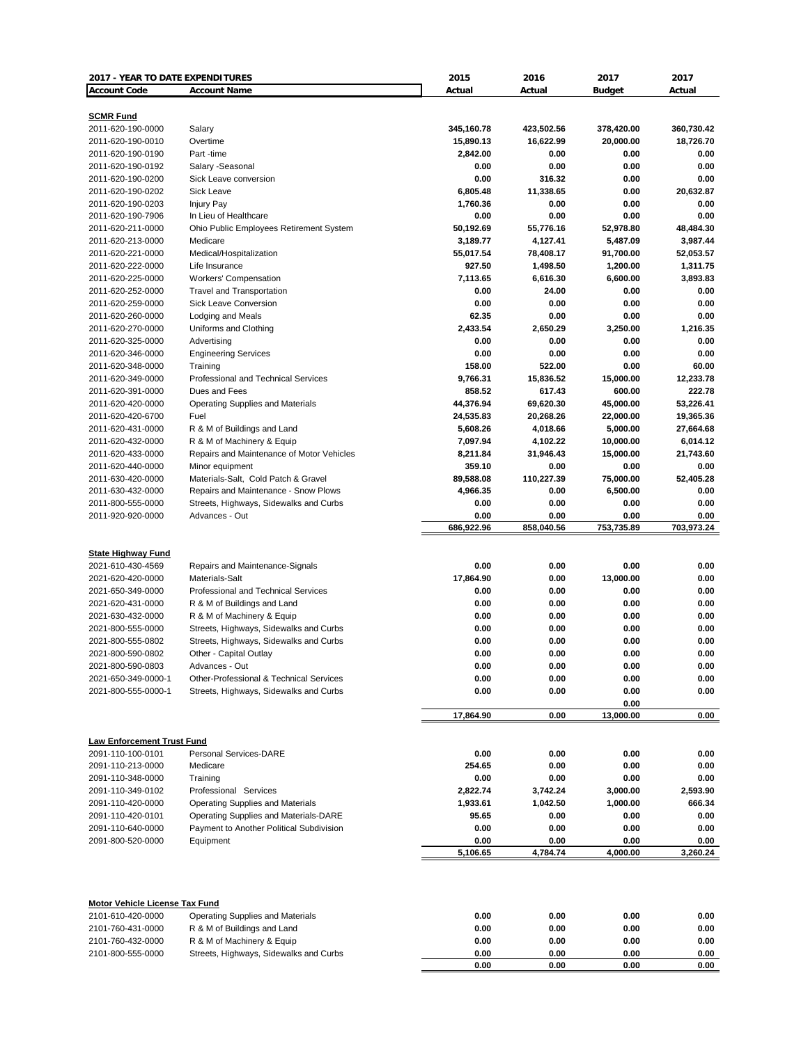| 2017 - YEAR TO DATE EXPENDITURES | | 2015 | 2016 | 2017 | 2017 |
|---|---|---|---|---|---|
| **Account Code** | **Account Name** | **Actual** | **Actual** | **Budget** | **Actual** |
| **SCMR Fund** | | | | | |
| 2011-620-190-0000 | Salary | 345,160.78 | 423,502.56 | 378,420.00 | 360,730.42 |
| 2011-620-190-0010 | Overtime | 15,890.13 | 16,622.99 | 20,000.00 | 18,726.70 |
| 2011-620-190-0190 | Part -time | 2,842.00 | 0.00 | 0.00 | 0.00 |
| 2011-620-190-0192 | Salary -Seasonal | 0.00 | 0.00 | 0.00 | 0.00 |
| 2011-620-190-0200 | Sick Leave conversion | 0.00 | 316.32 | 0.00 | 0.00 |
| 2011-620-190-0202 | Sick Leave | 6,805.48 | 11,338.65 | 0.00 | 20,632.87 |
| 2011-620-190-0203 | Injury Pay | 1,760.36 | 0.00 | 0.00 | 0.00 |
| 2011-620-190-7906 | In Lieu of Healthcare | 0.00 | 0.00 | 0.00 | 0.00 |
| 2011-620-211-0000 | Ohio Public Employees Retirement System | 50,192.69 | 55,776.16 | 52,978.80 | 48,484.30 |
| 2011-620-213-0000 | Medicare | 3,189.77 | 4,127.41 | 5,487.09 | 3,987.44 |
| 2011-620-221-0000 | Medical/Hospitalization | 55,017.54 | 78,408.17 | 91,700.00 | 52,053.57 |
| 2011-620-222-0000 | Life Insurance | 927.50 | 1,498.50 | 1,200.00 | 1,311.75 |
| 2011-620-225-0000 | Workers' Compensation | 7,113.65 | 6,616.30 | 6,600.00 | 3,893.83 |
| 2011-620-252-0000 | Travel and Transportation | 0.00 | 24.00 | 0.00 | 0.00 |
| 2011-620-259-0000 | Sick Leave Conversion | 0.00 | 0.00 | 0.00 | 0.00 |
| 2011-620-260-0000 | Lodging and Meals | 62.35 | 0.00 | 0.00 | 0.00 |
| 2011-620-270-0000 | Uniforms and Clothing | 2,433.54 | 2,650.29 | 3,250.00 | 1,216.35 |
| 2011-620-325-0000 | Advertising | 0.00 | 0.00 | 0.00 | 0.00 |
| 2011-620-346-0000 | Engineering Services | 0.00 | 0.00 | 0.00 | 0.00 |
| 2011-620-348-0000 | Training | 158.00 | 522.00 | 0.00 | 60.00 |
| 2011-620-349-0000 | Professional and Technical Services | 9,766.31 | 15,836.52 | 15,000.00 | 12,233.78 |
| 2011-620-391-0000 | Dues and Fees | 858.52 | 617.43 | 600.00 | 222.78 |
| 2011-620-420-0000 | Operating Supplies and Materials | 44,376.94 | 69,620.30 | 45,000.00 | 53,226.41 |
| 2011-620-420-6700 | Fuel | 24,535.83 | 20,268.26 | 22,000.00 | 19,365.36 |
| 2011-620-431-0000 | R & M of Buildings and Land | 5,608.26 | 4,018.66 | 5,000.00 | 27,664.68 |
| 2011-620-432-0000 | R & M of Machinery & Equip | 7,097.94 | 4,102.22 | 10,000.00 | 6,014.12 |
| 2011-620-433-0000 | Repairs and Maintenance of Motor Vehicles | 8,211.84 | 31,946.43 | 15,000.00 | 21,743.60 |
| 2011-620-440-0000 | Minor equipment | 359.10 | 0.00 | 0.00 | 0.00 |
| 2011-630-420-0000 | Materials-Salt, Cold Patch & Gravel | 89,588.08 | 110,227.39 | 75,000.00 | 52,405.28 |
| 2011-630-432-0000 | Repairs and Maintenance - Snow Plows | 4,966.35 | 0.00 | 6,500.00 | 0.00 |
| 2011-800-555-0000 | Streets, Highways, Sidewalks and Curbs | 0.00 | 0.00 | 0.00 | 0.00 |
| 2011-920-920-0000 | Advances - Out | 0.00 | 0.00 | 0.00 | 0.00 |
| | | 686,922.96 | 858,040.56 | 753,735.89 | 703,973.24 |
| **State Highway Fund** | | | | | |
| 2021-610-430-4569 | Repairs and Maintenance-Signals | 0.00 | 0.00 | 0.00 | 0.00 |
| 2021-620-420-0000 | Materials-Salt | 17,864.90 | 0.00 | 13,000.00 | 0.00 |
| 2021-650-349-0000 | Professional and Technical Services | 0.00 | 0.00 | 0.00 | 0.00 |
| 2021-620-431-0000 | R & M of Buildings and Land | 0.00 | 0.00 | 0.00 | 0.00 |
| 2021-630-432-0000 | R & M of Machinery & Equip | 0.00 | 0.00 | 0.00 | 0.00 |
| 2021-800-555-0000 | Streets, Highways, Sidewalks and Curbs | 0.00 | 0.00 | 0.00 | 0.00 |
| 2021-800-555-0802 | Streets, Highways, Sidewalks and Curbs | 0.00 | 0.00 | 0.00 | 0.00 |
| 2021-800-590-0802 | Other - Capital Outlay | 0.00 | 0.00 | 0.00 | 0.00 |
| 2021-800-590-0803 | Advances - Out | 0.00 | 0.00 | 0.00 | 0.00 |
| 2021-650-349-0000-1 | Other-Professional & Technical Services | 0.00 | 0.00 | 0.00 | 0.00 |
| 2021-800-555-0000-1 | Streets, Highways, Sidewalks and Curbs | 0.00 | 0.00 | 0.00 | 0.00 |
| | | | | 0.00 | |
| | | 17,864.90 | 0.00 | 13,000.00 | 0.00 |
| **Law Enforcement Trust Fund** | | | | | |
| 2091-110-100-0101 | Personal Services-DARE | 0.00 | 0.00 | 0.00 | 0.00 |
| 2091-110-213-0000 | Medicare | 254.65 | 0.00 | 0.00 | 0.00 |
| 2091-110-348-0000 | Training | 0.00 | 0.00 | 0.00 | 0.00 |
| 2091-110-349-0102 | Professional Services | 2,822.74 | 3,742.24 | 3,000.00 | 2,593.90 |
| 2091-110-420-0000 | Operating Supplies and Materials | 1,933.61 | 1,042.50 | 1,000.00 | 666.34 |
| 2091-110-420-0101 | Operating Supplies and Materials-DARE | 95.65 | 0.00 | 0.00 | 0.00 |
| 2091-110-640-0000 | Payment to Another Political Subdivision | 0.00 | 0.00 | 0.00 | 0.00 |
| 2091-800-520-0000 | Equipment | 0.00 | 0.00 | 0.00 | 0.00 |
| | | 5,106.65 | 4,784.74 | 4,000.00 | 3,260.24 |
| **Motor Vehicle License Tax Fund** | | | | | |
| 2101-610-420-0000 | Operating Supplies and Materials | 0.00 | 0.00 | 0.00 | 0.00 |
| 2101-760-431-0000 | R & M of Buildings and Land | 0.00 | 0.00 | 0.00 | 0.00 |
| 2101-760-432-0000 | R & M of Machinery & Equip | 0.00 | 0.00 | 0.00 | 0.00 |
| 2101-800-555-0000 | Streets, Highways, Sidewalks and Curbs | 0.00 | 0.00 | 0.00 | 0.00 |
| | | 0.00 | 0.00 | 0.00 | 0.00 |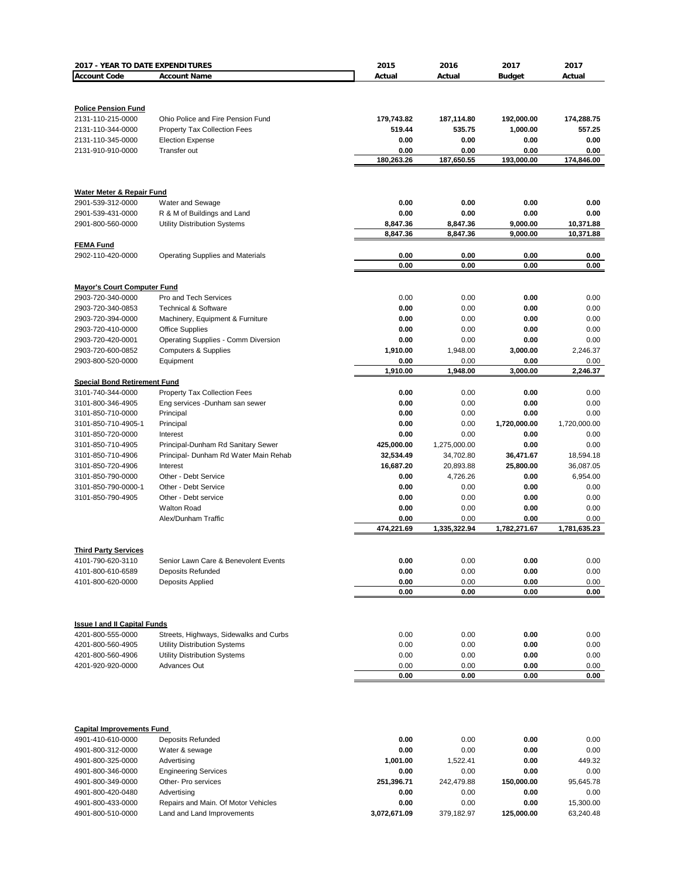## 2017 - YEAR TO DATE EXPENDITURES

| Account Code | Account Name | 2015 Actual | 2016 Actual | 2017 Budget | 2017 Actual |
|---|---|---|---|---|---|
| **Police Pension Fund** | | | | | |
| 2131-110-215-0000 | Ohio Police and Fire Pension Fund | 179,743.82 | 187,114.80 | 192,000.00 | 174,288.75 |
| 2131-110-344-0000 | Property Tax Collection Fees | 519.44 | 535.75 | 1,000.00 | 557.25 |
| 2131-110-345-0000 | Election Expense | 0.00 | 0.00 | 0.00 | 0.00 |
| 2131-910-910-0000 | Transfer out | 0.00 | 0.00 | 0.00 | 0.00 |
| | | 180,263.26 | 187,650.55 | 193,000.00 | 174,846.00 |
| **Water Meter & Repair Fund** | | | | | |
| 2901-539-312-0000 | Water and Sewage | 0.00 | 0.00 | 0.00 | 0.00 |
| 2901-539-431-0000 | R & M of Buildings and Land | 0.00 | 0.00 | 0.00 | 0.00 |
| 2901-800-560-0000 | Utility Distribution Systems | 8,847.36 | 8,847.36 | 9,000.00 | 10,371.88 |
| | | 8,847.36 | 8,847.36 | 9,000.00 | 10,371.88 |
| **FEMA Fund** | | | | | |
| 2902-110-420-0000 | Operating Supplies and Materials | 0.00 | 0.00 | 0.00 | 0.00 |
| | | 0.00 | 0.00 | 0.00 | 0.00 |
| **Mayor's Court Computer Fund** | | | | | |
| 2903-720-340-0000 | Pro and Tech Services | 0.00 | 0.00 | 0.00 | 0.00 |
| 2903-720-340-0853 | Technical & Software | 0.00 | 0.00 | 0.00 | 0.00 |
| 2903-720-394-0000 | Machinery, Equipment & Furniture | 0.00 | 0.00 | 0.00 | 0.00 |
| 2903-720-410-0000 | Office Supplies | 0.00 | 0.00 | 0.00 | 0.00 |
| 2903-720-420-0001 | Operating Supplies - Comm Diversion | 0.00 | 0.00 | 0.00 | 0.00 |
| 2903-720-600-0852 | Computers & Supplies | 1,910.00 | 1,948.00 | 3,000.00 | 2,246.37 |
| 2903-800-520-0000 | Equipment | 0.00 | 0.00 | 0.00 | 0.00 |
| | | 1,910.00 | 1,948.00 | 3,000.00 | 2,246.37 |
| **Special Bond Retirement Fund** | | | | | |
| 3101-740-344-0000 | Property Tax Collection Fees | 0.00 | 0.00 | 0.00 | 0.00 |
| 3101-800-346-4905 | Eng services -Dunham san sewer | 0.00 | 0.00 | 0.00 | 0.00 |
| 3101-850-710-0000 | Principal | 0.00 | 0.00 | 0.00 | 0.00 |
| 3101-850-710-4905-1 | Principal | 0.00 | 0.00 | 1,720,000.00 | 1,720,000.00 |
| 3101-850-720-0000 | Interest | 0.00 | 0.00 | 0.00 | 0.00 |
| 3101-850-710-4905 | Principal-Dunham Rd Sanitary Sewer | 425,000.00 | 1,275,000.00 | 0.00 | 0.00 |
| 3101-850-710-4906 | Principal- Dunham Rd Water Main Rehab | 32,534.49 | 34,702.80 | 36,471.67 | 18,594.18 |
| 3101-850-720-4906 | Interest | 16,687.20 | 20,893.88 | 25,800.00 | 36,087.05 |
| 3101-850-790-0000 | Other - Debt Service | 0.00 | 4,726.26 | 0.00 | 6,954.00 |
| 3101-850-790-0000-1 | Other - Debt Service | 0.00 | 0.00 | 0.00 | 0.00 |
| 3101-850-790-4905 | Other - Debt service | 0.00 | 0.00 | 0.00 | 0.00 |
| | Walton Road | 0.00 | 0.00 | 0.00 | 0.00 |
| | Alex/Dunham Traffic | 0.00 | 0.00 | 0.00 | 0.00 |
| | | 474,221.69 | 1,335,322.94 | 1,782,271.67 | 1,781,635.23 |
| **Third Party Services** | | | | | |
| 4101-790-620-3110 | Senior Lawn Care & Benevolent Events | 0.00 | 0.00 | 0.00 | 0.00 |
| 4101-800-610-6589 | Deposits Refunded | 0.00 | 0.00 | 0.00 | 0.00 |
| 4101-800-620-0000 | Deposits Applied | 0.00 | 0.00 | 0.00 | 0.00 |
| | | 0.00 | 0.00 | 0.00 | 0.00 |
| **Issue I and II Capital Funds** | | | | | |
| 4201-800-555-0000 | Streets, Highways, Sidewalks and Curbs | 0.00 | 0.00 | 0.00 | 0.00 |
| 4201-800-560-4905 | Utility Distribution Systems | 0.00 | 0.00 | 0.00 | 0.00 |
| 4201-800-560-4906 | Utility Distribution Systems | 0.00 | 0.00 | 0.00 | 0.00 |
| 4201-920-920-0000 | Advances Out | 0.00 | 0.00 | 0.00 | 0.00 |
| | | 0.00 | 0.00 | 0.00 | 0.00 |
| **Capital Improvements Fund** | | | | | |
| 4901-410-610-0000 | Deposits Refunded | 0.00 | 0.00 | 0.00 | 0.00 |
| 4901-800-312-0000 | Water & sewage | 0.00 | 0.00 | 0.00 | 0.00 |
| 4901-800-325-0000 | Advertising | 1,001.00 | 1,522.41 | 0.00 | 449.32 |
| 4901-800-346-0000 | Engineering Services | 0.00 | 0.00 | 0.00 | 0.00 |
| 4901-800-349-0000 | Other- Pro services | 251,396.71 | 242,479.88 | 150,000.00 | 95,645.78 |
| 4901-800-420-0480 | Advertising | 0.00 | 0.00 | 0.00 | 0.00 |
| 4901-800-433-0000 | Repairs and Main. Of Motor Vehicles | 0.00 | 0.00 | 0.00 | 15,300.00 |
| 4901-800-510-0000 | Land and Land Improvements | 3,072,671.09 | 379,182.97 | 125,000.00 | 63,240.48 |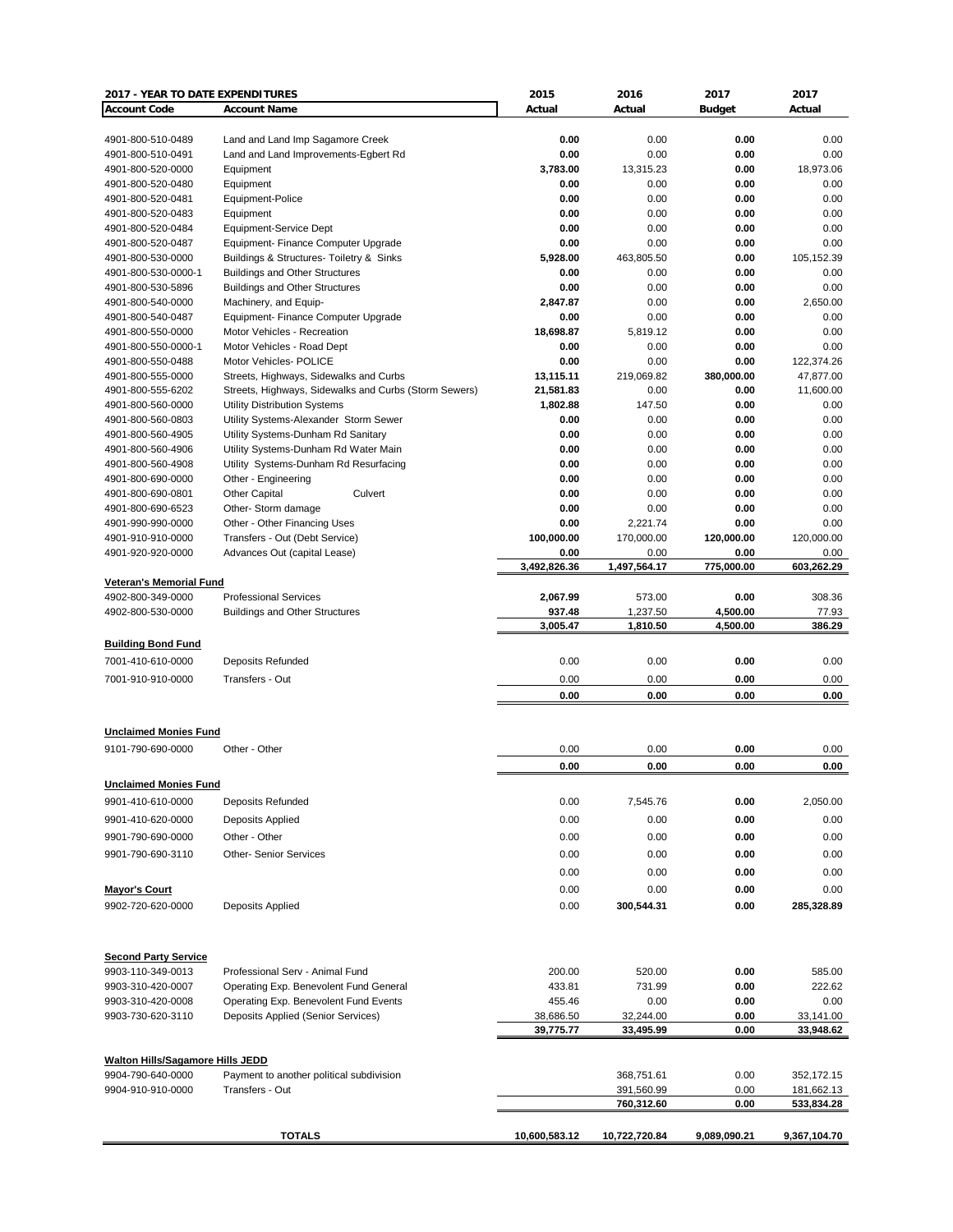| 2017 - YEAR TO DATE EXPENDITURES | | 2015 | 2016 | 2017 | 2017 |
|---|---|---|---|---|---|
| **Account Code** | **Account Name** | **Actual** | **Actual** | **Budget** | **Actual** |
| 4901-800-510-0489 | Land and Land Imp Sagamore Creek | **0.00** | 0.00 | **0.00** | 0.00 |
| 4901-800-510-0491 | Land and Land Improvements-Egbert Rd | **0.00** | 0.00 | **0.00** | 0.00 |
| 4901-800-520-0000 | Equipment | **3,783.00** | 13,315.23 | **0.00** | 18,973.06 |
| 4901-800-520-0480 | Equipment | **0.00** | 0.00 | **0.00** | 0.00 |
| 4901-800-520-0481 | Equipment-Police | **0.00** | 0.00 | **0.00** | 0.00 |
| 4901-800-520-0483 | Equipment | **0.00** | 0.00 | **0.00** | 0.00 |
| 4901-800-520-0484 | Equipment-Service Dept | **0.00** | 0.00 | **0.00** | 0.00 |
| 4901-800-520-0487 | Equipment- Finance Computer Upgrade | **0.00** | 0.00 | **0.00** | 0.00 |
| 4901-800-530-0000 | Buildings & Structures- Toiletry & Sinks | **5,928.00** | 463,805.50 | **0.00** | 105,152.39 |
| 4901-800-530-0000-1 | Buildings and Other Structures | **0.00** | 0.00 | **0.00** | 0.00 |
| 4901-800-530-5896 | Buildings and Other Structures | **0.00** | 0.00 | **0.00** | 0.00 |
| 4901-800-540-0000 | Machinery, and Equip- | **2,847.87** | 0.00 | **0.00** | 2,650.00 |
| 4901-800-540-0487 | Equipment- Finance Computer Upgrade | **0.00** | 0.00 | **0.00** | 0.00 |
| 4901-800-550-0000 | Motor Vehicles - Recreation | **18,698.87** | 5,819.12 | **0.00** | 0.00 |
| 4901-800-550-0000-1 | Motor Vehicles - Road Dept | **0.00** | 0.00 | **0.00** | 0.00 |
| 4901-800-550-0488 | Motor Vehicles- POLICE | **0.00** | 0.00 | **0.00** | 122,374.26 |
| 4901-800-555-0000 | Streets, Highways, Sidewalks and Curbs | **13,115.11** | 219,069.82 | **380,000.00** | 47,877.00 |
| 4901-800-555-6202 | Streets, Highways, Sidewalks and Curbs (Storm Sewers) | **21,581.83** | 0.00 | **0.00** | 11,600.00 |
| 4901-800-560-0000 | Utility Distribution Systems | **1,802.88** | 147.50 | **0.00** | 0.00 |
| 4901-800-560-0803 | Utility Systems-Alexander Storm Sewer | **0.00** | 0.00 | **0.00** | 0.00 |
| 4901-800-560-4905 | Utility Systems-Dunham Rd Sanitary | **0.00** | 0.00 | **0.00** | 0.00 |
| 4901-800-560-4906 | Utility Systems-Dunham Rd Water Main | **0.00** | 0.00 | **0.00** | 0.00 |
| 4901-800-560-4908 | Utility Systems-Dunham Rd Resurfacing | **0.00** | 0.00 | **0.00** | 0.00 |
| 4901-800-690-0000 | Other - Engineering | **0.00** | 0.00 | **0.00** | 0.00 |
| 4901-800-690-0801 | Other Capital Culvert | **0.00** | 0.00 | **0.00** | 0.00 |
| 4901-800-690-6523 | Other- Storm damage | **0.00** | 0.00 | **0.00** | 0.00 |
| 4901-990-990-0000 | Other - Other Financing Uses | **0.00** | 2,221.74 | **0.00** | 0.00 |
| 4901-910-910-0000 | Transfers - Out (Debt Service) | **100,000.00** | 170,000.00 | **120,000.00** | 120,000.00 |
| 4901-920-920-0000 | Advances Out (capital Lease) | **0.00** | 0.00 | **0.00** | 0.00 |
| | | **3,492,826.36** | **1,497,564.17** | **775,000.00** | **603,262.29** |
| **Veteran's Memorial Fund** | | | | | |
| 4902-800-349-0000 | Professional Services | **2,067.99** | 573.00 | **0.00** | 308.36 |
| 4902-800-530-0000 | Buildings and Other Structures | **937.48** | 1,237.50 | **4,500.00** | 77.93 |
| | | **3,005.47** | **1,810.50** | **4,500.00** | **386.29** |
| **Building Bond Fund** | | | | | |
| 7001-410-610-0000 | Deposits Refunded | 0.00 | 0.00 | **0.00** | 0.00 |
| 7001-910-910-0000 | Transfers - Out | 0.00 | 0.00 | **0.00** | 0.00 |
| | | **0.00** | **0.00** | **0.00** | **0.00** |
| **Unclaimed Monies Fund** | | | | | |
| 9101-790-690-0000 | Other - Other | 0.00 | 0.00 | **0.00** | 0.00 |
| | | **0.00** | **0.00** | **0.00** | **0.00** |
| **Unclaimed Monies Fund** | | | | | |
| 9901-410-610-0000 | Deposits Refunded | 0.00 | 7,545.76 | **0.00** | 2,050.00 |
| 9901-410-620-0000 | Deposits Applied | 0.00 | 0.00 | **0.00** | 0.00 |
| 9901-790-690-0000 | Other - Other | 0.00 | 0.00 | **0.00** | 0.00 |
| 9901-790-690-3110 | Other- Senior Services | 0.00 | 0.00 | **0.00** | 0.00 |
| | | 0.00 | 0.00 | **0.00** | 0.00 |
| **Mayor's Court** | | 0.00 | 0.00 | **0.00** | 0.00 |
| 9902-720-620-0000 | Deposits Applied | 0.00 | **300,544.31** | **0.00** | **285,328.89** |
| **Second Party Service** | | | | | |
| 9903-110-349-0013 | Professional Serv - Animal Fund | 200.00 | 520.00 | **0.00** | 585.00 |
| 9903-310-420-0007 | Operating Exp. Benevolent Fund General | 433.81 | 731.99 | **0.00** | 222.62 |
| 9903-310-420-0008 | Operating Exp. Benevolent Fund Events | 455.46 | 0.00 | **0.00** | 0.00 |
| 9903-730-620-3110 | Deposits Applied (Senior Services) | 38,686.50 | 32,244.00 | **0.00** | 33,141.00 |
| | | **39,775.77** | **33,495.99** | **0.00** | **33,948.62** |
| **Walton Hills/Sagamore Hills JEDD** | | | | | |
| 9904-790-640-0000 | Payment to another political subdivision | | 368,751.61 | 0.00 | 352,172.15 |
| 9904-910-910-0000 | Transfers - Out | | 391,560.99 | 0.00 | 181,662.13 |
| | | | **760,312.60** | **0.00** | **533,834.28** |
| | **TOTALS** | **10,600,583.12** | **10,722,720.84** | **9,089,090.21** | **9,367,104.70** |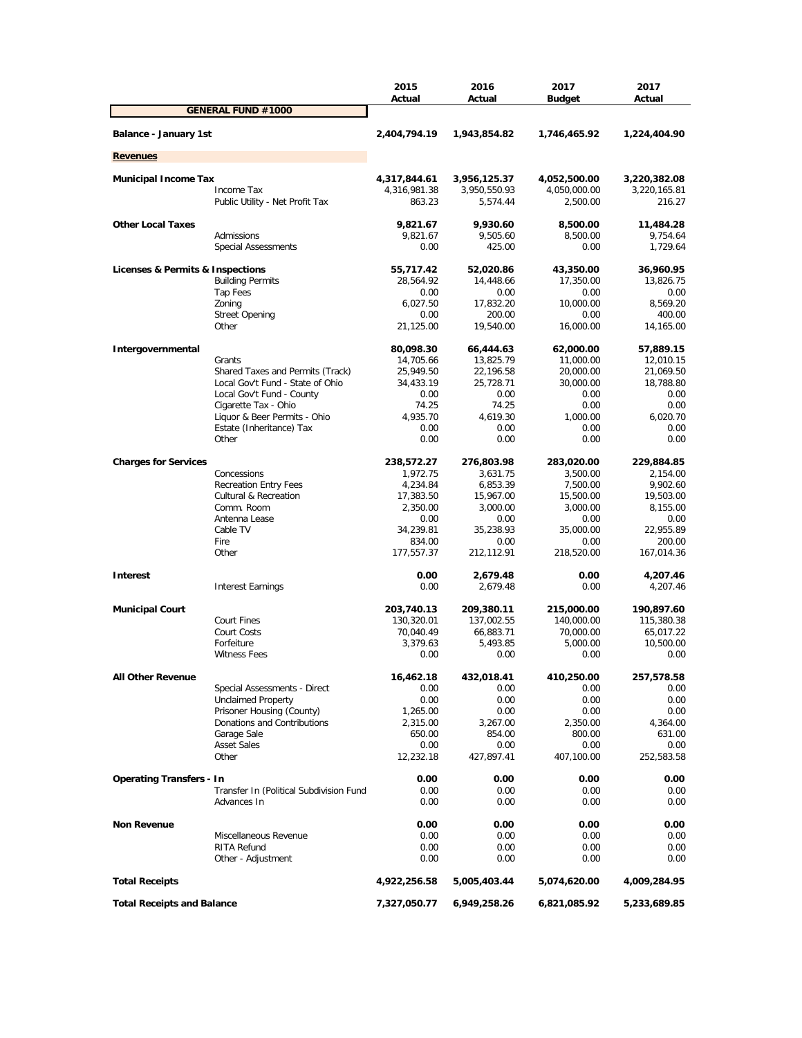| | | 2015 Actual | 2016 Actual | 2017 Budget | 2017 Actual |
|---|---|---|---|---|---|
| **GENERAL FUND #1000** | | | | | |
| **Balance - January 1st** | | **2,404,794.19** | **1,943,854.82** | **1,746,465.92** | **1,224,404.90** |
| **Revenues** | | | | | |
| **Municipal Income Tax** | | **4,317,844.61** | **3,956,125.37** | **4,052,500.00** | **3,220,382.08** |
| | Income Tax | 4,316,981.38 | 3,950,550.93 | 4,050,000.00 | 3,220,165.81 |
| | Public Utility - Net Profit Tax | 863.23 | 5,574.44 | 2,500.00 | 216.27 |
| **Other Local Taxes** | | **9,821.67** | **9,930.60** | **8,500.00** | **11,484.28** |
| | Admissions | 9,821.67 | 9,505.60 | 8,500.00 | 9,754.64 |
| | Special Assessments | 0.00 | 425.00 | 0.00 | 1,729.64 |
| **Licenses & Permits & Inspections** | | **55,717.42** | **52,020.86** | **43,350.00** | **36,960.95** |
| | Building Permits | 28,564.92 | 14,448.66 | 17,350.00 | 13,826.75 |
| | Tap Fees | 0.00 | 0.00 | 0.00 | 0.00 |
| | Zoning | 6,027.50 | 17,832.20 | 10,000.00 | 8,569.20 |
| | Street Opening | 0.00 | 200.00 | 0.00 | 400.00 |
| | Other | 21,125.00 | 19,540.00 | 16,000.00 | 14,165.00 |
| **Intergovernmental** | | **80,098.30** | **66,444.63** | **62,000.00** | **57,889.15** |
| | Grants | 14,705.66 | 13,825.79 | 11,000.00 | 12,010.15 |
| | Shared Taxes and Permits (Track) | 25,949.50 | 22,196.58 | 20,000.00 | 21,069.50 |
| | Local Gov't Fund - State of Ohio | 34,433.19 | 25,728.71 | 30,000.00 | 18,788.80 |
| | Local Gov't Fund - County | 0.00 | 0.00 | 0.00 | 0.00 |
| | Cigarette Tax - Ohio | 74.25 | 74.25 | 0.00 | 0.00 |
| | Liquor & Beer Permits - Ohio | 4,935.70 | 4,619.30 | 1,000.00 | 6,020.70 |
| | Estate (Inheritance) Tax | 0.00 | 0.00 | 0.00 | 0.00 |
| | Other | 0.00 | 0.00 | 0.00 | 0.00 |
| **Charges for Services** | | **238,572.27** | **276,803.98** | **283,020.00** | **229,884.85** |
| | Concessions | 1,972.75 | 3,631.75 | 3,500.00 | 2,154.00 |
| | Recreation Entry Fees | 4,234.84 | 6,853.39 | 7,500.00 | 9,902.60 |
| | Cultural & Recreation | 17,383.50 | 15,967.00 | 15,500.00 | 19,503.00 |
| | Comm. Room | 2,350.00 | 3,000.00 | 3,000.00 | 8,155.00 |
| | Antenna Lease | 0.00 | 0.00 | 0.00 | 0.00 |
| | Cable TV | 34,239.81 | 35,238.93 | 35,000.00 | 22,955.89 |
| | Fire | 834.00 | 0.00 | 0.00 | 200.00 |
| | Other | 177,557.37 | 212,112.91 | 218,520.00 | 167,014.36 |
| **Interest** | | **0.00** | **2,679.48** | **0.00** | **4,207.46** |
| | Interest Earnings | 0.00 | 2,679.48 | 0.00 | 4,207.46 |
| **Municipal Court** | | **203,740.13** | **209,380.11** | **215,000.00** | **190,897.60** |
| | Court Fines | 130,320.01 | 137,002.55 | 140,000.00 | 115,380.38 |
| | Court Costs | 70,040.49 | 66,883.71 | 70,000.00 | 65,017.22 |
| | Forfeiture | 3,379.63 | 5,493.85 | 5,000.00 | 10,500.00 |
| | Witness Fees | 0.00 | 0.00 | 0.00 | 0.00 |
| **All Other Revenue** | | **16,462.18** | **432,018.41** | **410,250.00** | **257,578.58** |
| | Special Assessments - Direct | 0.00 | 0.00 | 0.00 | 0.00 |
| | Unclaimed Property | 0.00 | 0.00 | 0.00 | 0.00 |
| | Prisoner Housing (County) | 1,265.00 | 0.00 | 0.00 | 0.00 |
| | Donations and Contributions | 2,315.00 | 3,267.00 | 2,350.00 | 4,364.00 |
| | Garage Sale | 650.00 | 854.00 | 800.00 | 631.00 |
| | Asset Sales | 0.00 | 0.00 | 0.00 | 0.00 |
| | Other | 12,232.18 | 427,897.41 | 407,100.00 | 252,583.58 |
| **Operating Transfers - In** | | **0.00** | **0.00** | **0.00** | **0.00** |
| | Transfer In (Political Subdivision Fund | 0.00 | 0.00 | 0.00 | 0.00 |
| | Advances In | 0.00 | 0.00 | 0.00 | 0.00 |
| **Non Revenue** | | **0.00** | **0.00** | **0.00** | **0.00** |
| | Miscellaneous Revenue | 0.00 | 0.00 | 0.00 | 0.00 |
| | RITA Refund | 0.00 | 0.00 | 0.00 | 0.00 |
| | Other - Adjustment | 0.00 | 0.00 | 0.00 | 0.00 |
| **Total Receipts** | | **4,922,256.58** | **5,005,403.44** | **5,074,620.00** | **4,009,284.95** |
| **Total Receipts and Balance** | | **7,327,050.77** | **6,949,258.26** | **6,821,085.92** | **5,233,689.85** |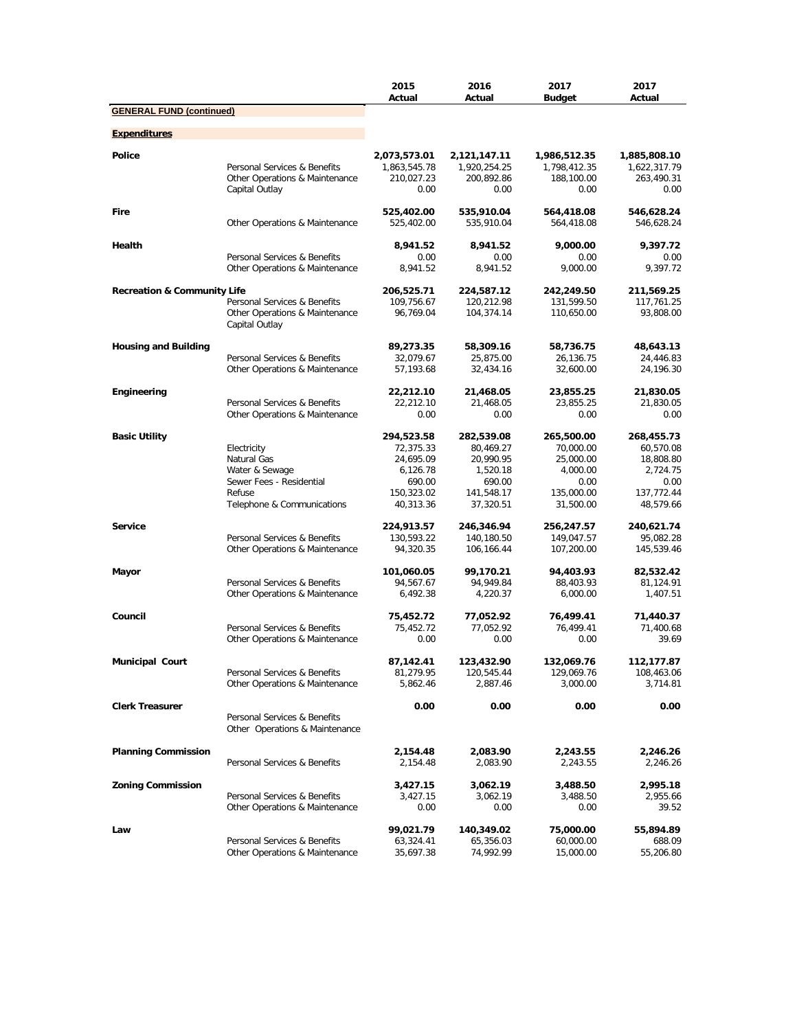| | | 2015 Actual | 2016 Actual | 2017 Budget | 2017 Actual |
|---|---|---|---|---|---|
| **GENERAL FUND (continued)** | | | | | |
| **Expenditures** | | | | | |
| **Police** | | **2,073,573.01** | **2,121,147.11** | **1,986,512.35** | **1,885,808.10** |
| | Personal Services & Benefits | 1,863,545.78 | 1,920,254.25 | 1,798,412.35 | 1,622,317.79 |
| | Other Operations & Maintenance | 210,027.23 | 200,892.86 | 188,100.00 | 263,490.31 |
| | Capital Outlay | 0.00 | 0.00 | 0.00 | 0.00 |
| **Fire** | | **525,402.00** | **535,910.04** | **564,418.08** | **546,628.24** |
| | Other Operations & Maintenance | 525,402.00 | 535,910.04 | 564,418.08 | 546,628.24 |
| **Health** | | **8,941.52** | **8,941.52** | **9,000.00** | **9,397.72** |
| | Personal Services & Benefits | 0.00 | 0.00 | 0.00 | 0.00 |
| | Other Operations & Maintenance | 8,941.52 | 8,941.52 | 9,000.00 | 9,397.72 |
| **Recreation & Community Life** | | **206,525.71** | **224,587.12** | **242,249.50** | **211,569.25** |
| | Personal Services & Benefits | 109,756.67 | 120,212.98 | 131,599.50 | 117,761.25 |
| | Other Operations & Maintenance | 96,769.04 | 104,374.14 | 110,650.00 | 93,808.00 |
| | Capital Outlay | | | | |
| **Housing and Building** | | **89,273.35** | **58,309.16** | **58,736.75** | **48,643.13** |
| | Personal Services & Benefits | 32,079.67 | 25,875.00 | 26,136.75 | 24,446.83 |
| | Other Operations & Maintenance | 57,193.68 | 32,434.16 | 32,600.00 | 24,196.30 |
| **Engineering** | | **22,212.10** | **21,468.05** | **23,855.25** | **21,830.05** |
| | Personal Services & Benefits | 22,212.10 | 21,468.05 | 23,855.25 | 21,830.05 |
| | Other Operations & Maintenance | 0.00 | 0.00 | 0.00 | 0.00 |
| **Basic Utility** | | **294,523.58** | **282,539.08** | **265,500.00** | **268,455.73** |
| | Electricity | 72,375.33 | 80,469.27 | 70,000.00 | 60,570.08 |
| | Natural Gas | 24,695.09 | 20,990.95 | 25,000.00 | 18,808.80 |
| | Water & Sewage | 6,126.78 | 1,520.18 | 4,000.00 | 2,724.75 |
| | Sewer Fees - Residential | 690.00 | 690.00 | 0.00 | 0.00 |
| | Refuse | 150,323.02 | 141,548.17 | 135,000.00 | 137,772.44 |
| | Telephone & Communications | 40,313.36 | 37,320.51 | 31,500.00 | 48,579.66 |
| **Service** | | **224,913.57** | **246,346.94** | **256,247.57** | **240,621.74** |
| | Personal Services & Benefits | 130,593.22 | 140,180.50 | 149,047.57 | 95,082.28 |
| | Other Operations & Maintenance | 94,320.35 | 106,166.44 | 107,200.00 | 145,539.46 |
| **Mayor** | | **101,060.05** | **99,170.21** | **94,403.93** | **82,532.42** |
| | Personal Services & Benefits | 94,567.67 | 94,949.84 | 88,403.93 | 81,124.91 |
| | Other Operations & Maintenance | 6,492.38 | 4,220.37 | 6,000.00 | 1,407.51 |
| **Council** | | **75,452.72** | **77,052.92** | **76,499.41** | **71,440.37** |
| | Personal Services & Benefits | 75,452.72 | 77,052.92 | 76,499.41 | 71,400.68 |
| | Other Operations & Maintenance | 0.00 | 0.00 | 0.00 | 39.69 |
| **Municipal Court** | | **87,142.41** | **123,432.90** | **132,069.76** | **112,177.87** |
| | Personal Services & Benefits | 81,279.95 | 120,545.44 | 129,069.76 | 108,463.06 |
| | Other Operations & Maintenance | 5,862.46 | 2,887.46 | 3,000.00 | 3,714.81 |
| **Clerk Treasurer** | | **0.00** | **0.00** | **0.00** | **0.00** |
| | Personal Services & Benefits | | | | |
| | Other Operations & Maintenance | | | | |
| **Planning Commission** | | **2,154.48** | **2,083.90** | **2,243.55** | **2,246.26** |
| | Personal Services & Benefits | 2,154.48 | 2,083.90 | 2,243.55 | 2,246.26 |
| **Zoning Commission** | | **3,427.15** | **3,062.19** | **3,488.50** | **2,995.18** |
| | Personal Services & Benefits | 3,427.15 | 3,062.19 | 3,488.50 | 2,955.66 |
| | Other Operations & Maintenance | 0.00 | 0.00 | 0.00 | 39.52 |
| **Law** | | **99,021.79** | **140,349.02** | **75,000.00** | **55,894.89** |
| | Personal Services & Benefits | 63,324.41 | 65,356.03 | 60,000.00 | 688.09 |
| | Other Operations & Maintenance | 35,697.38 | 74,992.99 | 15,000.00 | 55,206.80 |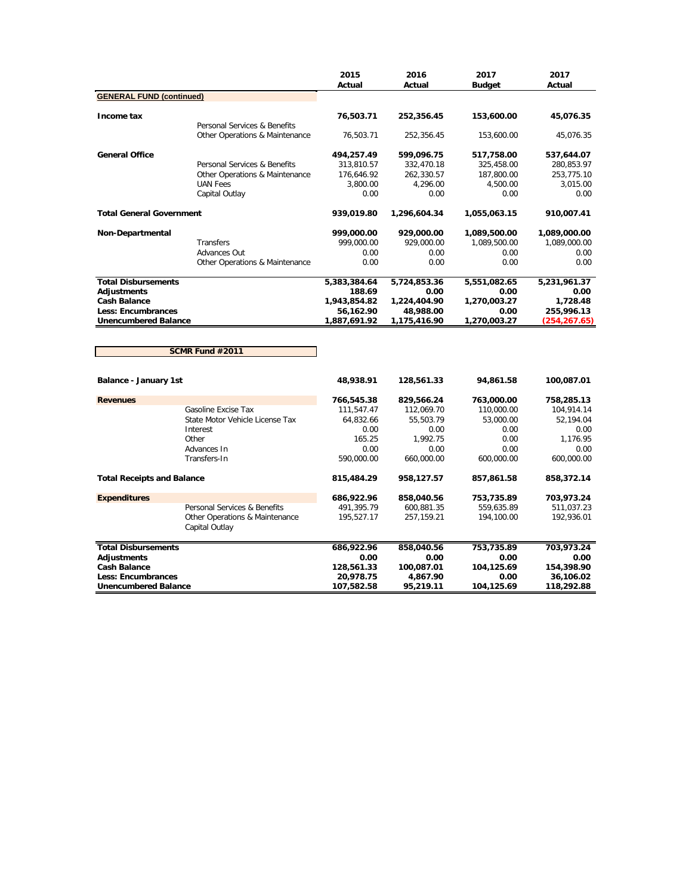| | | 2015 Actual | 2016 Actual | 2017 Budget | 2017 Actual |
|---|---|---|---|---|---|
| **GENERAL FUND (continued)** | | | | | |
| **Income tax** | | **76,503.71** | **252,356.45** | **153,600.00** | **45,076.35** |
| | Personal Services & Benefits | | | | |
| | Other Operations & Maintenance | 76,503.71 | 252,356.45 | 153,600.00 | 45,076.35 |
| **General Office** | | **494,257.49** | **599,096.75** | **517,758.00** | **537,644.07** |
| | Personal Services & Benefits | 313,810.57 | 332,470.18 | 325,458.00 | 280,853.97 |
| | Other Operations & Maintenance | 176,646.92 | 262,330.57 | 187,800.00 | 253,775.10 |
| | UAN Fees | 3,800.00 | 4,296.00 | 4,500.00 | 3,015.00 |
| | Capital Outlay | 0.00 | 0.00 | 0.00 | 0.00 |
| **Total General Government** | | **939,019.80** | **1,296,604.34** | **1,055,063.15** | **910,007.41** |
| **Non-Departmental** | | **999,000.00** | **929,000.00** | **1,089,500.00** | **1,089,000.00** |
| | Transfers | 999,000.00 | 929,000.00 | 1,089,500.00 | 1,089,000.00 |
| | Advances Out | 0.00 | 0.00 | 0.00 | 0.00 |
| | Other Operations & Maintenance | 0.00 | 0.00 | 0.00 | 0.00 |
| **Total Disbursements** | | **5,383,384.64** | **5,724,853.36** | **5,551,082.65** | **5,231,961.37** |
| **Adjustments** | | **188.69** | **0.00** | **0.00** | **0.00** |
| **Cash Balance** | | **1,943,854.82** | **1,224,404.90** | **1,270,003.27** | **1,728.48** |
| **Less: Encumbrances** | | **56,162.90** | **48,988.00** | **0.00** | **255,996.13** |
| **Unencumbered Balance** | | **1,887,691.92** | **1,175,416.90** | **1,270,003.27** | **(254,267.65)** |

| **SCMR Fund #2011** | | 2015 Actual | 2016 Actual | 2017 Budget | 2017 Actual |
|---|---|---|---|---|---|
| **Balance - January 1st** | | **48,938.91** | **128,561.33** | **94,861.58** | **100,087.01** |
| **Revenues** | | **766,545.38** | **829,566.24** | **763,000.00** | **758,285.13** |
| | Gasoline Excise Tax | 111,547.47 | 112,069.70 | 110,000.00 | 104,914.14 |
| | State Motor Vehicle License Tax | 64,832.66 | 55,503.79 | 53,000.00 | 52,194.04 |
| | Interest | 0.00 | 0.00 | 0.00 | 0.00 |
| | Other | 165.25 | 1,992.75 | 0.00 | 1,176.95 |
| | Advances In | 0.00 | 0.00 | 0.00 | 0.00 |
| | Transfers-In | 590,000.00 | 660,000.00 | 600,000.00 | 600,000.00 |
| **Total Receipts and Balance** | | **815,484.29** | **958,127.57** | **857,861.58** | **858,372.14** |
| **Expenditures** | | **686,922.96** | **858,040.56** | **753,735.89** | **703,973.24** |
| | Personal Services & Benefits | 491,395.79 | 600,881.35 | 559,635.89 | 511,037.23 |
| | Other Operations & Maintenance | 195,527.17 | 257,159.21 | 194,100.00 | 192,936.01 |
| | Capital Outlay | | | | |
| **Total Disbursements** | | **686,922.96** | **858,040.56** | **753,735.89** | **703,973.24** |
| **Adjustments** | | **0.00** | **0.00** | **0.00** | **0.00** |
| **Cash Balance** | | **128,561.33** | **100,087.01** | **104,125.69** | **154,398.90** |
| **Less: Encumbrances** | | **20,978.75** | **4,867.90** | **0.00** | **36,106.02** |
| **Unencumbered Balance** | | **107,582.58** | **95,219.11** | **104,125.69** | **118,292.88** |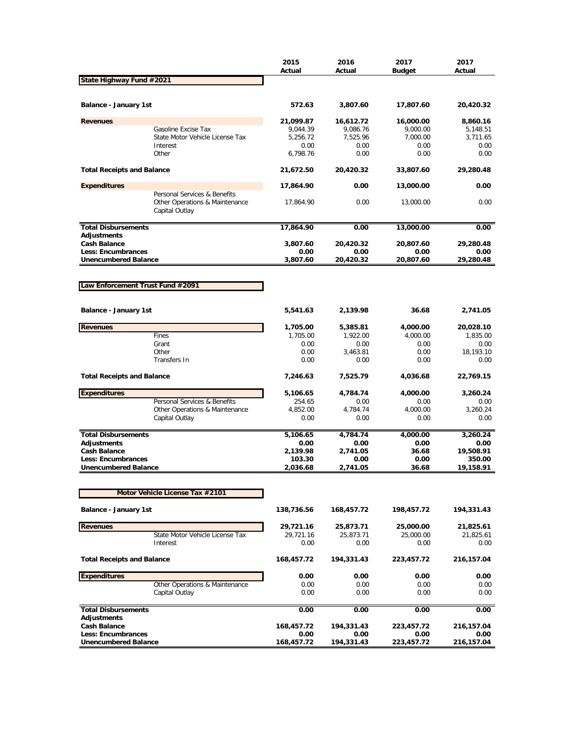| | 2015 Actual | 2016 Actual | 2017 Budget | 2017 Actual |
|---|---|---|---|---|
| **State Highway Fund #2021** | | | | |
| **Balance - January 1st** | **572.63** | **3,807.60** | **17,807.60** | **20,420.32** |
| **Revenues** | **21,099.87** | **16,612.72** | **16,000.00** | **8,860.16** |
| Gasoline Excise Tax | 9,044.39 | 9,086.76 | 9,000.00 | 5,148.51 |
| State Motor Vehicle License Tax | 5,256.72 | 7,525.96 | 7,000.00 | 3,711.65 |
| Interest | 0.00 | 0.00 | 0.00 | 0.00 |
| Other | 6,798.76 | 0.00 | 0.00 | 0.00 |
| **Total Receipts and Balance** | **21,672.50** | **20,420.32** | **33,807.60** | **29,280.48** |
| **Expenditures** | **17,864.90** | **0.00** | **13,000.00** | **0.00** |
| Personal Services & Benefits | | | | |
| Other Operations & Maintenance | 17,864.90 | 0.00 | 13,000.00 | 0.00 |
| Capital Outlay | | | | |
| **Total Disbursements** | **17,864.90** | **0.00** | **13,000.00** | **0.00** |
| **Adjustments** | | | | |
| **Cash Balance** | **3,807.60** | **20,420.32** | **20,807.60** | **29,280.48** |
| **Less: Encumbrances** | **0.00** | **0.00** | **0.00** | **0.00** |
| **Unencumbered Balance** | **3,807.60** | **20,420.32** | **20,807.60** | **29,280.48** |

| | 2015 Actual | 2016 Actual | 2017 Budget | 2017 Actual |
|---|---|---|---|---|
| **Law Enforcement Trust Fund #2091** | | | | |
| **Balance - January 1st** | **5,541.63** | **2,139.98** | **36.68** | **2,741.05** |
| **Revenues** | **1,705.00** | **5,385.81** | **4,000.00** | **20,028.10** |
| Fines | 1,705.00 | 1,922.00 | 4,000.00 | 1,835.00 |
| Grant | 0.00 | 0.00 | 0.00 | 0.00 |
| Other | 0.00 | 3,463.81 | 0.00 | 18,193.10 |
| Transfers In | 0.00 | 0.00 | 0.00 | 0.00 |
| **Total Receipts and Balance** | **7,246.63** | **7,525.79** | **4,036.68** | **22,769.15** |
| **Expenditures** | **5,106.65** | **4,784.74** | **4,000.00** | **3,260.24** |
| Personal Services & Benefits | 254.65 | 0.00 | 0.00 | 0.00 |
| Other Operations & Maintenance | 4,852.00 | 4,784.74 | 4,000.00 | 3,260.24 |
| Capital Outlay | 0.00 | 0.00 | 0.00 | 0.00 |
| **Total Disbursements** | **5,106.65** | **4,784.74** | **4,000.00** | **3,260.24** |
| **Adjustments** | **0.00** | **0.00** | **0.00** | **0.00** |
| **Cash Balance** | **2,139.98** | **2,741.05** | **36.68** | **19,508.91** |
| **Less: Encumbrances** | **103.30** | **0.00** | **0.00** | **350.00** |
| **Unencumbered Balance** | **2,036.68** | **2,741.05** | **36.68** | **19,158.91** |

| | 2015 Actual | 2016 Actual | 2017 Budget | 2017 Actual |
|---|---|---|---|---|
| **Motor Vehicle License Tax #2101** | | | | |
| **Balance - January 1st** | **138,736.56** | **168,457.72** | **198,457.72** | **194,331.43** |
| **Revenues** | **29,721.16** | **25,873.71** | **25,000.00** | **21,825.61** |
| State Motor Vehicle License Tax | 29,721.16 | 25,873.71 | 25,000.00 | 21,825.61 |
| Interest | 0.00 | 0.00 | 0.00 | 0.00 |
| **Total Receipts and Balance** | **168,457.72** | **194,331.43** | **223,457.72** | **216,157.04** |
| **Expenditures** | **0.00** | **0.00** | **0.00** | **0.00** |
| Other Operations & Maintenance | 0.00 | 0.00 | 0.00 | 0.00 |
| Capital Outlay | 0.00 | 0.00 | 0.00 | 0.00 |
| **Total Disbursements** | **0.00** | **0.00** | **0.00** | **0.00** |
| **Adjustments** | | | | |
| **Cash Balance** | **168,457.72** | **194,331.43** | **223,457.72** | **216,157.04** |
| **Less: Encumbrances** | **0.00** | **0.00** | **0.00** | **0.00** |
| **Unencumbered Balance** | **168,457.72** | **194,331.43** | **223,457.72** | **216,157.04** |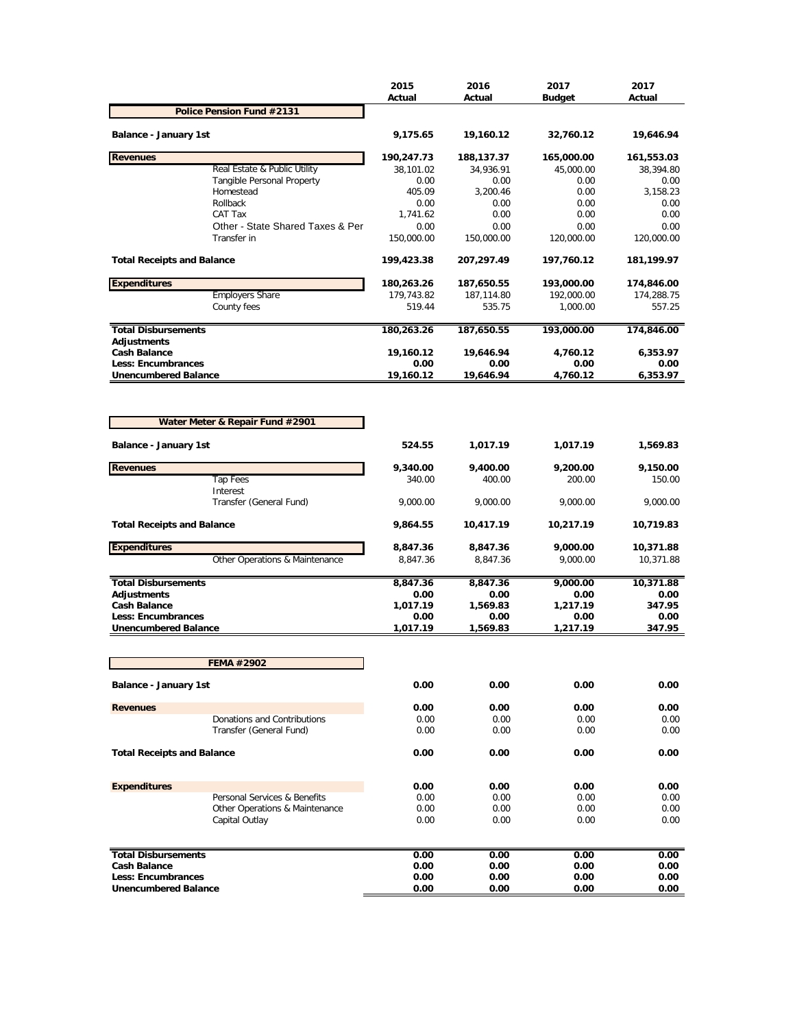| | | 2015 Actual | 2016 Actual | 2017 Budget | 2017 Actual |
|---|---|---|---|---|---|
| **Police Pension Fund #2131** | | | | | |
| **Balance - January 1st** | | **9,175.65** | **19,160.12** | **32,760.12** | **19,646.94** |
| **Revenues** | | **190,247.73** | **188,137.37** | **165,000.00** | **161,553.03** |
| | Real Estate & Public Utility | 38,101.02 | 34,936.91 | 45,000.00 | 38,394.80 |
| | Tangible Personal Property | 0.00 | 0.00 | 0.00 | 0.00 |
| | Homestead | 405.09 | 3,200.46 | 0.00 | 3,158.23 |
| | Rollback | 0.00 | 0.00 | 0.00 | 0.00 |
| | CAT Tax | 1,741.62 | 0.00 | 0.00 | 0.00 |
| | Other - State Shared Taxes & Per | 0.00 | 0.00 | 0.00 | 0.00 |
| | Transfer in | 150,000.00 | 150,000.00 | 120,000.00 | 120,000.00 |
| **Total Receipts and Balance** | | **199,423.38** | **207,297.49** | **197,760.12** | **181,199.97** |
| **Expenditures** | | **180,263.26** | **187,650.55** | **193,000.00** | **174,846.00** |
| | Employers Share | 179,743.82 | 187,114.80 | 192,000.00 | 174,288.75 |
| | County fees | 519.44 | 535.75 | 1,000.00 | 557.25 |
| **Total Disbursements** | | **180,263.26** | **187,650.55** | **193,000.00** | **174,846.00** |
| **Adjustments** | | | | | |
| **Cash Balance** | | **19,160.12** | **19,646.94** | **4,760.12** | **6,353.97** |
| **Less: Encumbrances** | | **0.00** | **0.00** | **0.00** | **0.00** |
| **Unencumbered Balance** | | **19,160.12** | **19,646.94** | **4,760.12** | **6,353.97** |

| | | 2015 Actual | 2016 Actual | 2017 Budget | 2017 Actual |
|---|---|---|---|---|---|
| **Water Meter & Repair Fund #2901** | | | | | |
| **Balance - January 1st** | | **524.55** | **1,017.19** | **1,017.19** | **1,569.83** |
| **Revenues** | | **9,340.00** | **9,400.00** | **9,200.00** | **9,150.00** |
| | Tap Fees | 340.00 | 400.00 | 200.00 | 150.00 |
| | Interest | | | | |
| | Transfer (General Fund) | 9,000.00 | 9,000.00 | 9,000.00 | 9,000.00 |
| **Total Receipts and Balance** | | **9,864.55** | **10,417.19** | **10,217.19** | **10,719.83** |
| **Expenditures** | | **8,847.36** | **8,847.36** | **9,000.00** | **10,371.88** |
| | Other Operations & Maintenance | 8,847.36 | 8,847.36 | 9,000.00 | 10,371.88 |
| **Total Disbursements** | | **8,847.36** | **8,847.36** | **9,000.00** | **10,371.88** |
| **Adjustments** | | **0.00** | **0.00** | **0.00** | **0.00** |
| **Cash Balance** | | **1,017.19** | **1,569.83** | **1,217.19** | **347.95** |
| **Less: Encumbrances** | | **0.00** | **0.00** | **0.00** | **0.00** |
| **Unencumbered Balance** | | **1,017.19** | **1,569.83** | **1,217.19** | **347.95** |

| | | 2015 Actual | 2016 Actual | 2017 Budget | 2017 Actual |
|---|---|---|---|---|---|
| **FEMA #2902** | | | | | |
| **Balance - January 1st** | | **0.00** | **0.00** | **0.00** | **0.00** |
| **Revenues** | | **0.00** | **0.00** | **0.00** | **0.00** |
| | Donations and Contributions | 0.00 | 0.00 | 0.00 | 0.00 |
| | Transfer (General Fund) | 0.00 | 0.00 | 0.00 | 0.00 |
| **Total Receipts and Balance** | | **0.00** | **0.00** | **0.00** | **0.00** |
| **Expenditures** | | **0.00** | **0.00** | **0.00** | **0.00** |
| | Personal Services & Benefits | 0.00 | 0.00 | 0.00 | 0.00 |
| | Other Operations & Maintenance | 0.00 | 0.00 | 0.00 | 0.00 |
| | Capital Outlay | 0.00 | 0.00 | 0.00 | 0.00 |
| **Total Disbursements** | | **0.00** | **0.00** | **0.00** | **0.00** |
| **Cash Balance** | | **0.00** | **0.00** | **0.00** | **0.00** |
| **Less: Encumbrances** | | **0.00** | **0.00** | **0.00** | **0.00** |
| **Unencumbered Balance** | | **0.00** | **0.00** | **0.00** | **0.00** |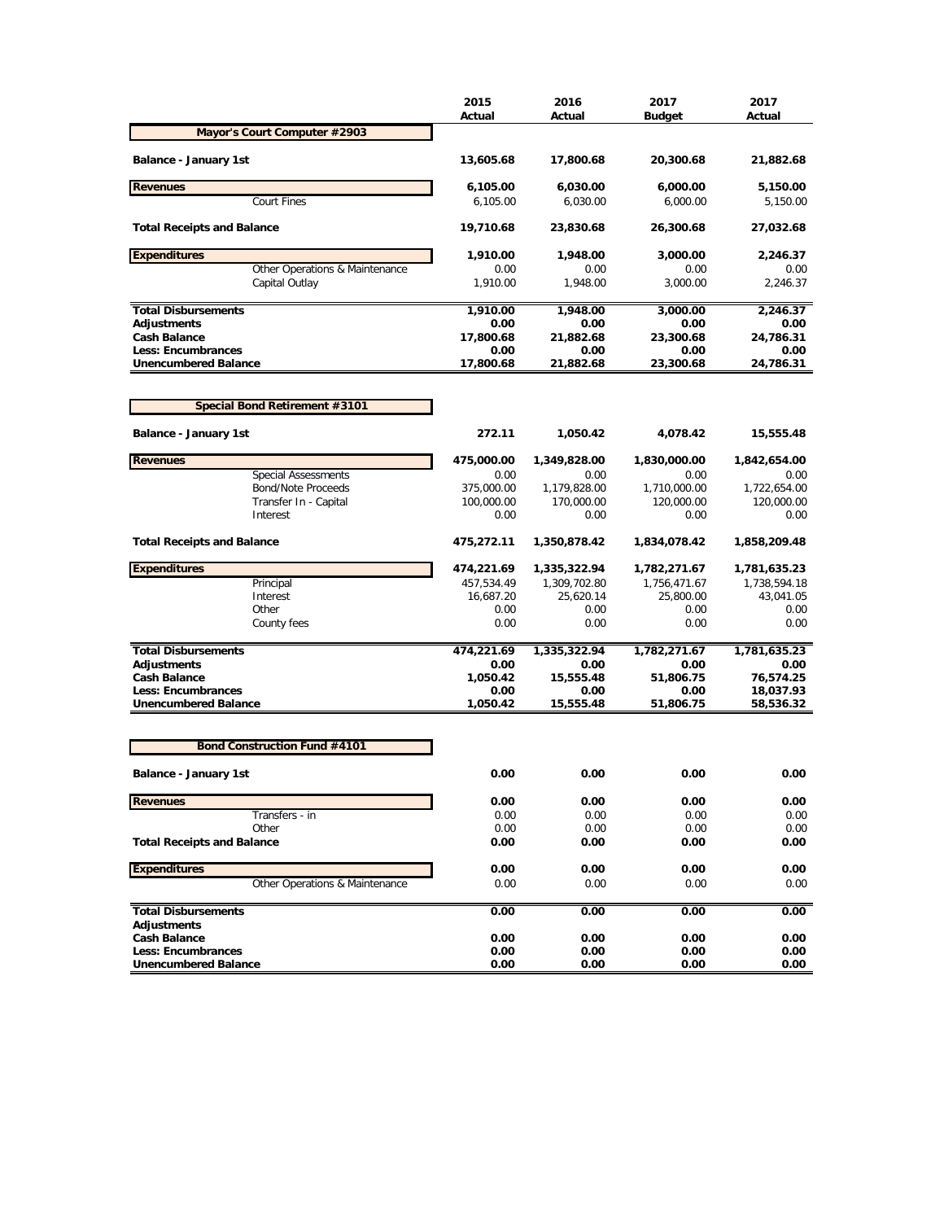| | 2015 Actual | 2016 Actual | 2017 Budget | 2017 Actual |
|---|---|---|---|---|
| **Mayor's Court Computer #2903** | | | | |
| **Balance - January 1st** | **13,605.68** | **17,800.68** | **20,300.68** | **21,882.68** |
| **Revenues** | **6,105.00** | **6,030.00** | **6,000.00** | **5,150.00** |
| Court Fines | 6,105.00 | 6,030.00 | 6,000.00 | 5,150.00 |
| **Total Receipts and Balance** | **19,710.68** | **23,830.68** | **26,300.68** | **27,032.68** |
| **Expenditures** | **1,910.00** | **1,948.00** | **3,000.00** | **2,246.37** |
| Other Operations & Maintenance | 0.00 | 0.00 | 0.00 | 0.00 |
| Capital Outlay | 1,910.00 | 1,948.00 | 3,000.00 | 2,246.37 |
| **Total Disbursements** | **1,910.00** | **1,948.00** | **3,000.00** | **2,246.37** |
| **Adjustments** | **0.00** | **0.00** | **0.00** | **0.00** |
| **Cash Balance** | **17,800.68** | **21,882.68** | **23,300.68** | **24,786.31** |
| **Less: Encumbrances** | **0.00** | **0.00** | **0.00** | **0.00** |
| **Unencumbered Balance** | **17,800.68** | **21,882.68** | **23,300.68** | **24,786.31** |

| | 2015 Actual | 2016 Actual | 2017 Budget | 2017 Actual |
|---|---|---|---|---|
| **Special Bond Retirement #3101** | | | | |
| **Balance - January 1st** | **272.11** | **1,050.42** | **4,078.42** | **15,555.48** |
| **Revenues** | **475,000.00** | **1,349,828.00** | **1,830,000.00** | **1,842,654.00** |
| Special Assessments | 0.00 | 0.00 | 0.00 | 0.00 |
| Bond/Note Proceeds | 375,000.00 | 1,179,828.00 | 1,710,000.00 | 1,722,654.00 |
| Transfer In - Capital | 100,000.00 | 170,000.00 | 120,000.00 | 120,000.00 |
| Interest | 0.00 | 0.00 | 0.00 | 0.00 |
| **Total Receipts and Balance** | **475,272.11** | **1,350,878.42** | **1,834,078.42** | **1,858,209.48** |
| **Expenditures** | **474,221.69** | **1,335,322.94** | **1,782,271.67** | **1,781,635.23** |
| Principal | 457,534.49 | 1,309,702.80 | 1,756,471.67 | 1,738,594.18 |
| Interest | 16,687.20 | 25,620.14 | 25,800.00 | 43,041.05 |
| Other | 0.00 | 0.00 | 0.00 | 0.00 |
| County fees | 0.00 | 0.00 | 0.00 | 0.00 |
| **Total Disbursements** | **474,221.69** | **1,335,322.94** | **1,782,271.67** | **1,781,635.23** |
| **Adjustments** | **0.00** | **0.00** | **0.00** | **0.00** |
| **Cash Balance** | **1,050.42** | **15,555.48** | **51,806.75** | **76,574.25** |
| **Less: Encumbrances** | **0.00** | **0.00** | **0.00** | **18,037.93** |
| **Unencumbered Balance** | **1,050.42** | **15,555.48** | **51,806.75** | **58,536.32** |

| | 2015 Actual | 2016 Actual | 2017 Budget | 2017 Actual |
|---|---|---|---|---|
| **Bond Construction Fund #4101** | | | | |
| **Balance - January 1st** | **0.00** | **0.00** | **0.00** | **0.00** |
| **Revenues** | **0.00** | **0.00** | **0.00** | **0.00** |
| Transfers - in | 0.00 | 0.00 | 0.00 | 0.00 |
| Other | 0.00 | 0.00 | 0.00 | 0.00 |
| **Total Receipts and Balance** | **0.00** | **0.00** | **0.00** | **0.00** |
| **Expenditures** | **0.00** | **0.00** | **0.00** | **0.00** |
| Other Operations & Maintenance | 0.00 | 0.00 | 0.00 | 0.00 |
| **Total Disbursements** | **0.00** | **0.00** | **0.00** | **0.00** |
| **Adjustments** | | | | |
| **Cash Balance** | **0.00** | **0.00** | **0.00** | **0.00** |
| **Less: Encumbrances** | **0.00** | **0.00** | **0.00** | **0.00** |
| **Unencumbered Balance** | **0.00** | **0.00** | **0.00** | **0.00** |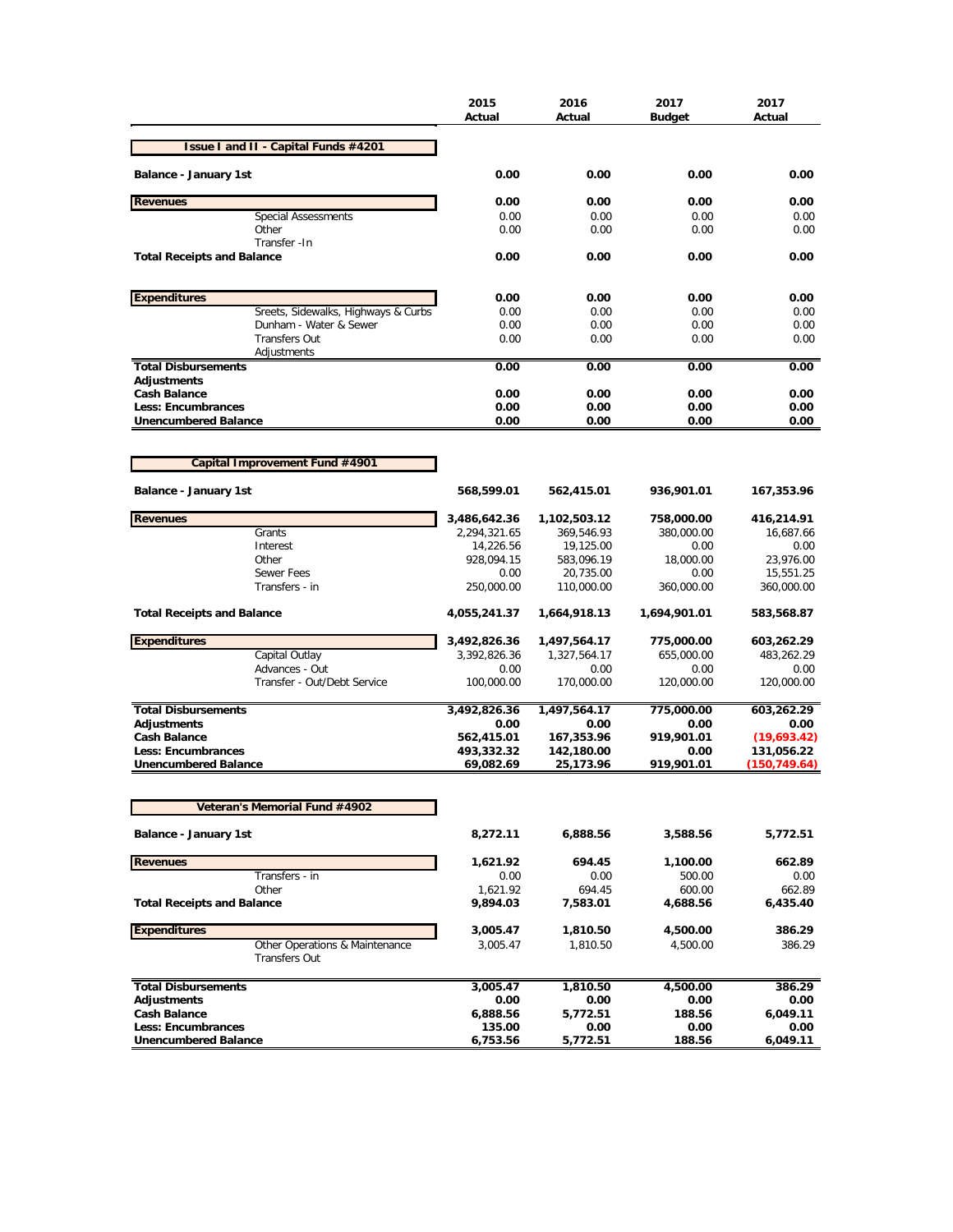| | 2015 Actual | 2016 Actual | 2017 Budget | 2017 Actual |
|---|---|---|---|---|
| **Issue I and II - Capital Funds #4201** | | | | |
| **Balance - January 1st** | **0.00** | **0.00** | **0.00** | **0.00** |
| **Revenues** | **0.00** | **0.00** | **0.00** | **0.00** |
| Special Assessments | 0.00 | 0.00 | 0.00 | 0.00 |
| Other | 0.00 | 0.00 | 0.00 | 0.00 |
| Transfer -In | | | | |
| **Total Receipts and Balance** | **0.00** | **0.00** | **0.00** | **0.00** |
| **Expenditures** | **0.00** | **0.00** | **0.00** | **0.00** |
| Sreets, Sidewalks, Highways & Curbs | 0.00 | 0.00 | 0.00 | 0.00 |
| Dunham - Water & Sewer | 0.00 | 0.00 | 0.00 | 0.00 |
| Transfers Out | 0.00 | 0.00 | 0.00 | 0.00 |
| Adjustments | | | | |
| **Total Disbursements** | **0.00** | **0.00** | **0.00** | **0.00** |
| **Adjustments** | | | | |
| **Cash Balance** | **0.00** | **0.00** | **0.00** | **0.00** |
| **Less: Encumbrances** | **0.00** | **0.00** | **0.00** | **0.00** |
| **Unencumbered Balance** | **0.00** | **0.00** | **0.00** | **0.00** |

| | 2015 Actual | 2016 Actual | 2017 Budget | 2017 Actual |
|---|---|---|---|---|
| **Capital Improvement Fund #4901** | | | | |
| **Balance - January 1st** | **568,599.01** | **562,415.01** | **936,901.01** | **167,353.96** |
| **Revenues** | **3,486,642.36** | **1,102,503.12** | **758,000.00** | **416,214.91** |
| Grants | 2,294,321.65 | 369,546.93 | 380,000.00 | 16,687.66 |
| Interest | 14,226.56 | 19,125.00 | 0.00 | 0.00 |
| Other | 928,094.15 | 583,096.19 | 18,000.00 | 23,976.00 |
| Sewer Fees | 0.00 | 20,735.00 | 0.00 | 15,551.25 |
| Transfers - in | 250,000.00 | 110,000.00 | 360,000.00 | 360,000.00 |
| **Total Receipts and Balance** | **4,055,241.37** | **1,664,918.13** | **1,694,901.01** | **583,568.87** |
| **Expenditures** | **3,492,826.36** | **1,497,564.17** | **775,000.00** | **603,262.29** |
| Capital Outlay | 3,392,826.36 | 1,327,564.17 | 655,000.00 | 483,262.29 |
| Advances - Out | 0.00 | 0.00 | 0.00 | 0.00 |
| Transfer - Out/Debt Service | 100,000.00 | 170,000.00 | 120,000.00 | 120,000.00 |
| **Total Disbursements** | **3,492,826.36** | **1,497,564.17** | **775,000.00** | **603,262.29** |
| **Adjustments** | **0.00** | **0.00** | **0.00** | **0.00** |
| **Cash Balance** | **562,415.01** | **167,353.96** | **919,901.01** | **(19,693.42)** |
| **Less: Encumbrances** | **493,332.32** | **142,180.00** | **0.00** | **131,056.22** |
| **Unencumbered Balance** | **69,082.69** | **25,173.96** | **919,901.01** | **(150,749.64)** |

| | 2015 Actual | 2016 Actual | 2017 Budget | 2017 Actual |
|---|---|---|---|---|
| **Veteran's Memorial Fund #4902** | | | | |
| **Balance - January 1st** | **8,272.11** | **6,888.56** | **3,588.56** | **5,772.51** |
| **Revenues** | **1,621.92** | **694.45** | **1,100.00** | **662.89** |
| Transfers - in | 0.00 | 0.00 | 500.00 | 0.00 |
| Other | 1,621.92 | 694.45 | 600.00 | 662.89 |
| **Total Receipts and Balance** | **9,894.03** | **7,583.01** | **4,688.56** | **6,435.40** |
| **Expenditures** | **3,005.47** | **1,810.50** | **4,500.00** | **386.29** |
| Other Operations & Maintenance | 3,005.47 | 1,810.50 | 4,500.00 | 386.29 |
| Transfers Out | | | | |
| **Total Disbursements** | **3,005.47** | **1,810.50** | **4,500.00** | **386.29** |
| **Adjustments** | **0.00** | **0.00** | **0.00** | **0.00** |
| **Cash Balance** | **6,888.56** | **5,772.51** | **188.56** | **6,049.11** |
| **Less: Encumbrances** | **135.00** | **0.00** | **0.00** | **0.00** |
| **Unencumbered Balance** | **6,753.56** | **5,772.51** | **188.56** | **6,049.11** |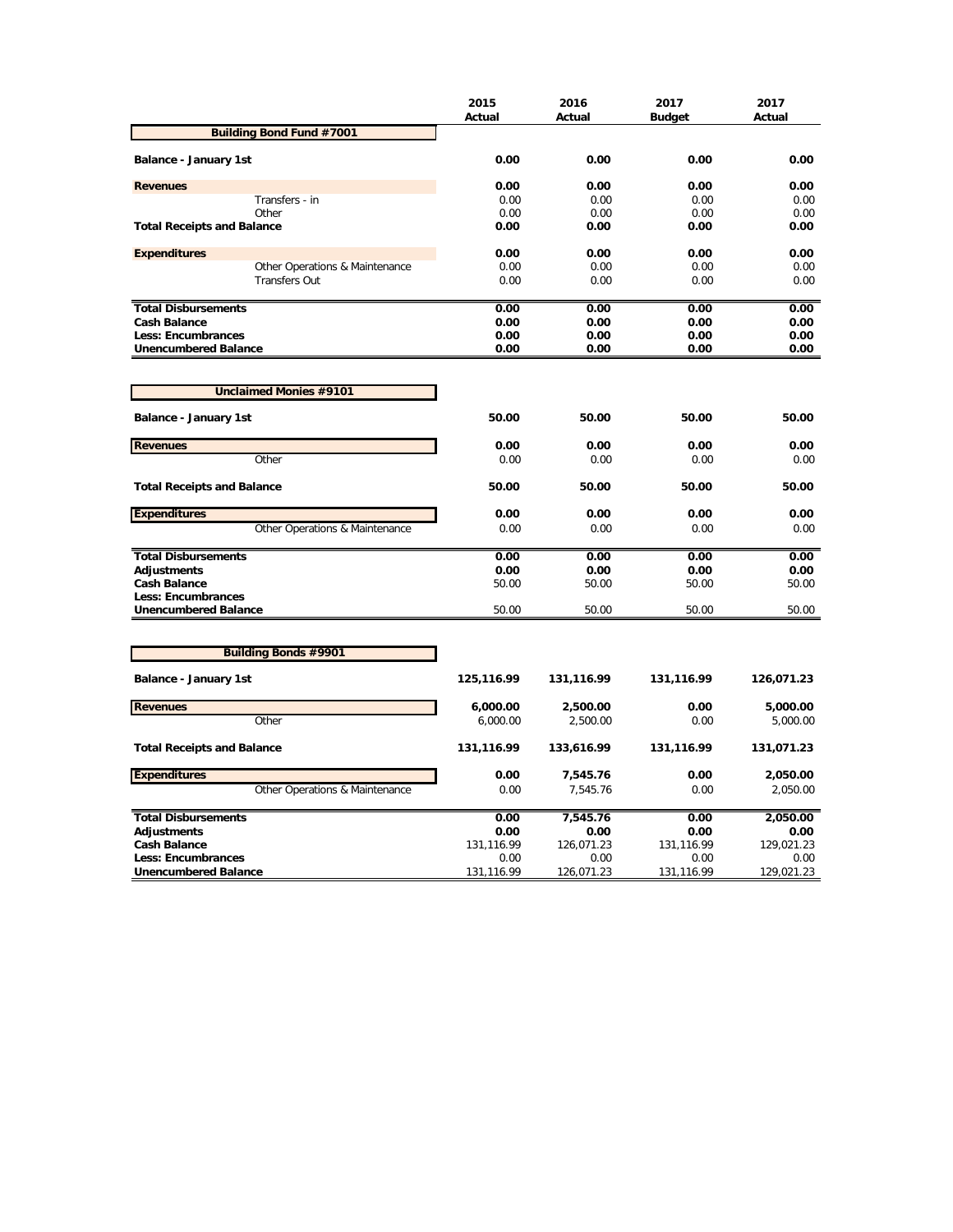| | 2015 Actual | 2016 Actual | 2017 Budget | 2017 Actual |
|---|---|---|---|---|
| **Building Bond Fund #7001** | | | | |
| **Balance - January 1st** | **0.00** | **0.00** | **0.00** | **0.00** |
| **Revenues** | **0.00** | **0.00** | **0.00** | **0.00** |
| Transfers - in | 0.00 | 0.00 | 0.00 | 0.00 |
| Other | 0.00 | 0.00 | 0.00 | 0.00 |
| **Total Receipts and Balance** | **0.00** | **0.00** | **0.00** | **0.00** |
| **Expenditures** | **0.00** | **0.00** | **0.00** | **0.00** |
| Other Operations & Maintenance | 0.00 | 0.00 | 0.00 | 0.00 |
| Transfers Out | 0.00 | 0.00 | 0.00 | 0.00 |
| **Total Disbursements** | **0.00** | **0.00** | **0.00** | **0.00** |
| **Cash Balance** | **0.00** | **0.00** | **0.00** | **0.00** |
| **Less: Encumbrances** | **0.00** | **0.00** | **0.00** | **0.00** |
| **Unencumbered Balance** | **0.00** | **0.00** | **0.00** | **0.00** |

| | 2015 Actual | 2016 Actual | 2017 Budget | 2017 Actual |
|---|---|---|---|---|
| **Unclaimed Monies #9101** | | | | |
| **Balance - January 1st** | **50.00** | **50.00** | **50.00** | **50.00** |
| **Revenues** | **0.00** | **0.00** | **0.00** | **0.00** |
| Other | 0.00 | 0.00 | 0.00 | 0.00 |
| **Total Receipts and Balance** | **50.00** | **50.00** | **50.00** | **50.00** |
| **Expenditures** | **0.00** | **0.00** | **0.00** | **0.00** |
| Other Operations & Maintenance | 0.00 | 0.00 | 0.00 | 0.00 |
| **Total Disbursements** | **0.00** | **0.00** | **0.00** | **0.00** |
| **Adjustments** | **0.00** | **0.00** | **0.00** | **0.00** |
| **Cash Balance** | 50.00 | 50.00 | 50.00 | 50.00 |
| **Less: Encumbrances** | | | | |
| **Unencumbered Balance** | 50.00 | 50.00 | 50.00 | 50.00 |

| | 2015 Actual | 2016 Actual | 2017 Budget | 2017 Actual |
|---|---|---|---|---|
| **Building Bonds #9901** | | | | |
| **Balance - January 1st** | **125,116.99** | **131,116.99** | **131,116.99** | **126,071.23** |
| **Revenues** | **6,000.00** | **2,500.00** | **0.00** | **5,000.00** |
| Other | 6,000.00 | 2,500.00 | 0.00 | 5,000.00 |
| **Total Receipts and Balance** | **131,116.99** | **133,616.99** | **131,116.99** | **131,071.23** |
| **Expenditures** | **0.00** | **7,545.76** | **0.00** | **2,050.00** |
| Other Operations & Maintenance | 0.00 | 7,545.76 | 0.00 | 2,050.00 |
| **Total Disbursements** | **0.00** | **7,545.76** | **0.00** | **2,050.00** |
| **Adjustments** | **0.00** | **0.00** | **0.00** | **0.00** |
| **Cash Balance** | 131,116.99 | 126,071.23 | 131,116.99 | 129,021.23 |
| **Less: Encumbrances** | 0.00 | 0.00 | 0.00 | 0.00 |
| **Unencumbered Balance** | 131,116.99 | 126,071.23 | 131,116.99 | 129,021.23 |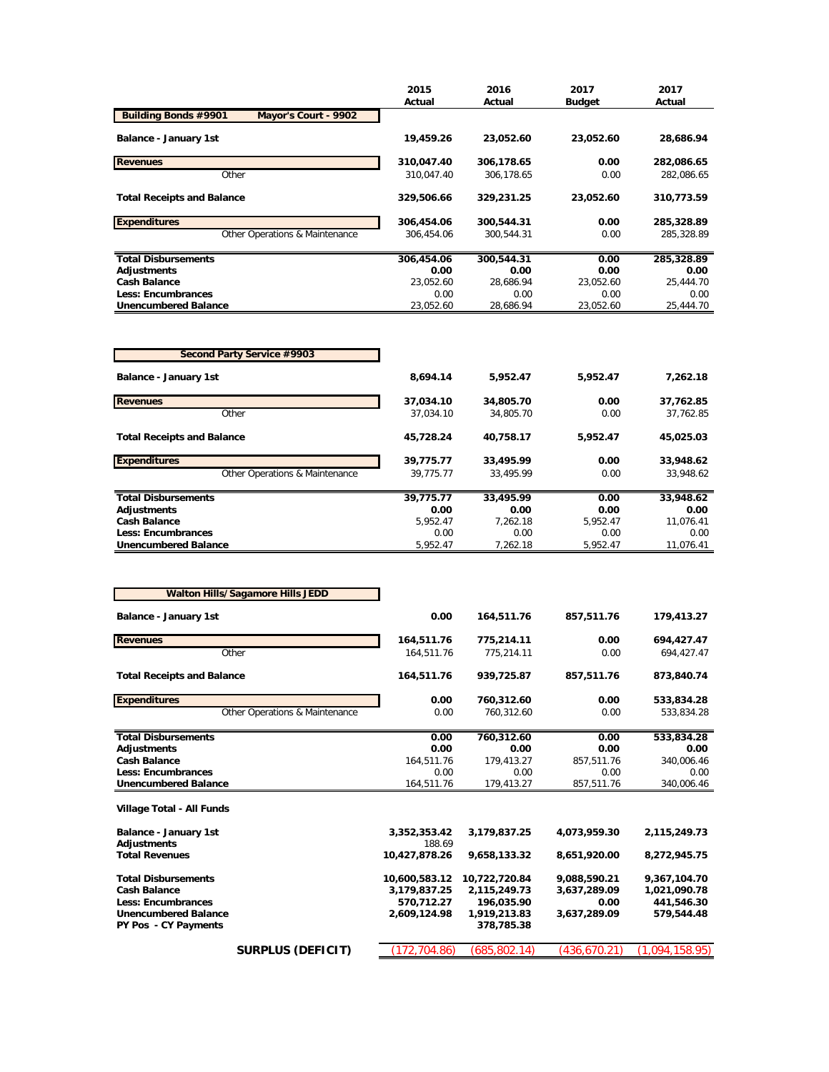| | 2015 Actual | 2016 Actual | 2017 Budget | 2017 Actual |
|---|---|---|---|---|
| **Building Bonds #9901 Mayor's Court - 9902** | | | | |
| **Balance - January 1st** | **19,459.26** | **23,052.60** | **23,052.60** | **28,686.94** |
| **Revenues** | **310,047.40** | **306,178.65** | **0.00** | **282,086.65** |
| Other | 310,047.40 | 306,178.65 | 0.00 | 282,086.65 |
| **Total Receipts and Balance** | **329,506.66** | **329,231.25** | **23,052.60** | **310,773.59** |
| **Expenditures** | **306,454.06** | **300,544.31** | **0.00** | **285,328.89** |
| Other Operations & Maintenance | 306,454.06 | 300,544.31 | 0.00 | 285,328.89 |
| **Total Disbursements** | **306,454.06** | **300,544.31** | **0.00** | **285,328.89** |
| **Adjustments** | **0.00** | **0.00** | **0.00** | **0.00** |
| **Cash Balance** | 23,052.60 | 28,686.94 | 23,052.60 | 25,444.70 |
| **Less: Encumbrances** | 0.00 | 0.00 | 0.00 | 0.00 |
| **Unencumbered Balance** | 23,052.60 | 28,686.94 | 23,052.60 | 25,444.70 |
| **Second Party Service #9903** | | | | |
| **Balance - January 1st** | **8,694.14** | **5,952.47** | **5,952.47** | **7,262.18** |
| **Revenues** | **37,034.10** | **34,805.70** | **0.00** | **37,762.85** |
| Other | 37,034.10 | 34,805.70 | 0.00 | 37,762.85 |
| **Total Receipts and Balance** | **45,728.24** | **40,758.17** | **5,952.47** | **45,025.03** |
| **Expenditures** | **39,775.77** | **33,495.99** | **0.00** | **33,948.62** |
| Other Operations & Maintenance | 39,775.77 | 33,495.99 | 0.00 | 33,948.62 |
| **Total Disbursements** | **39,775.77** | **33,495.99** | **0.00** | **33,948.62** |
| **Adjustments** | **0.00** | **0.00** | **0.00** | **0.00** |
| **Cash Balance** | 5,952.47 | 7,262.18 | 5,952.47 | 11,076.41 |
| **Less: Encumbrances** | 0.00 | 0.00 | 0.00 | 0.00 |
| **Unencumbered Balance** | 5,952.47 | 7,262.18 | 5,952.47 | 11,076.41 |
| **Walton Hills/Sagamore Hills JEDD** | | | | |
| **Balance - January 1st** | **0.00** | **164,511.76** | **857,511.76** | **179,413.27** |
| **Revenues** | **164,511.76** | **775,214.11** | **0.00** | **694,427.47** |
| Other | 164,511.76 | 775,214.11 | 0.00 | 694,427.47 |
| **Total Receipts and Balance** | **164,511.76** | **939,725.87** | **857,511.76** | **873,840.74** |
| **Expenditures** | **0.00** | **760,312.60** | **0.00** | **533,834.28** |
| Other Operations & Maintenance | 0.00 | 760,312.60 | 0.00 | 533,834.28 |
| **Total Disbursements** | **0.00** | **760,312.60** | **0.00** | **533,834.28** |
| **Adjustments** | **0.00** | **0.00** | **0.00** | **0.00** |
| **Cash Balance** | 164,511.76 | 179,413.27 | 857,511.76 | 340,006.46 |
| **Less: Encumbrances** | 0.00 | 0.00 | 0.00 | 0.00 |
| **Unencumbered Balance** | 164,511.76 | 179,413.27 | 857,511.76 | 340,006.46 |
| **Village Total - All Funds** | | | | |
| **Balance - January 1st** | **3,352,353.42** | **3,179,837.25** | **4,073,959.30** | **2,115,249.73** |
| **Adjustments** | 188.69 | | | |
| **Total Revenues** | **10,427,878.26** | **9,658,133.32** | **8,651,920.00** | **8,272,945.75** |
| **Total Disbursements** | **10,600,583.12** | **10,722,720.84** | **9,088,590.21** | **9,367,104.70** |
| **Cash Balance** | **3,179,837.25** | **2,115,249.73** | **3,637,289.09** | **1,021,090.78** |
| **Less: Encumbrances** | **570,712.27** | **196,035.90** | **0.00** | **441,546.30** |
| **Unencumbered Balance** | **2,609,124.98** | **1,919,213.83** | **3,637,289.09** | **579,544.48** |
| **PY Pos - CY Payments** | | **378,785.38** | | |
| **SURPLUS (DEFICIT)** | (172,704.86) | (685,802.14) | (436,670.21) | (1,094,158.95) |